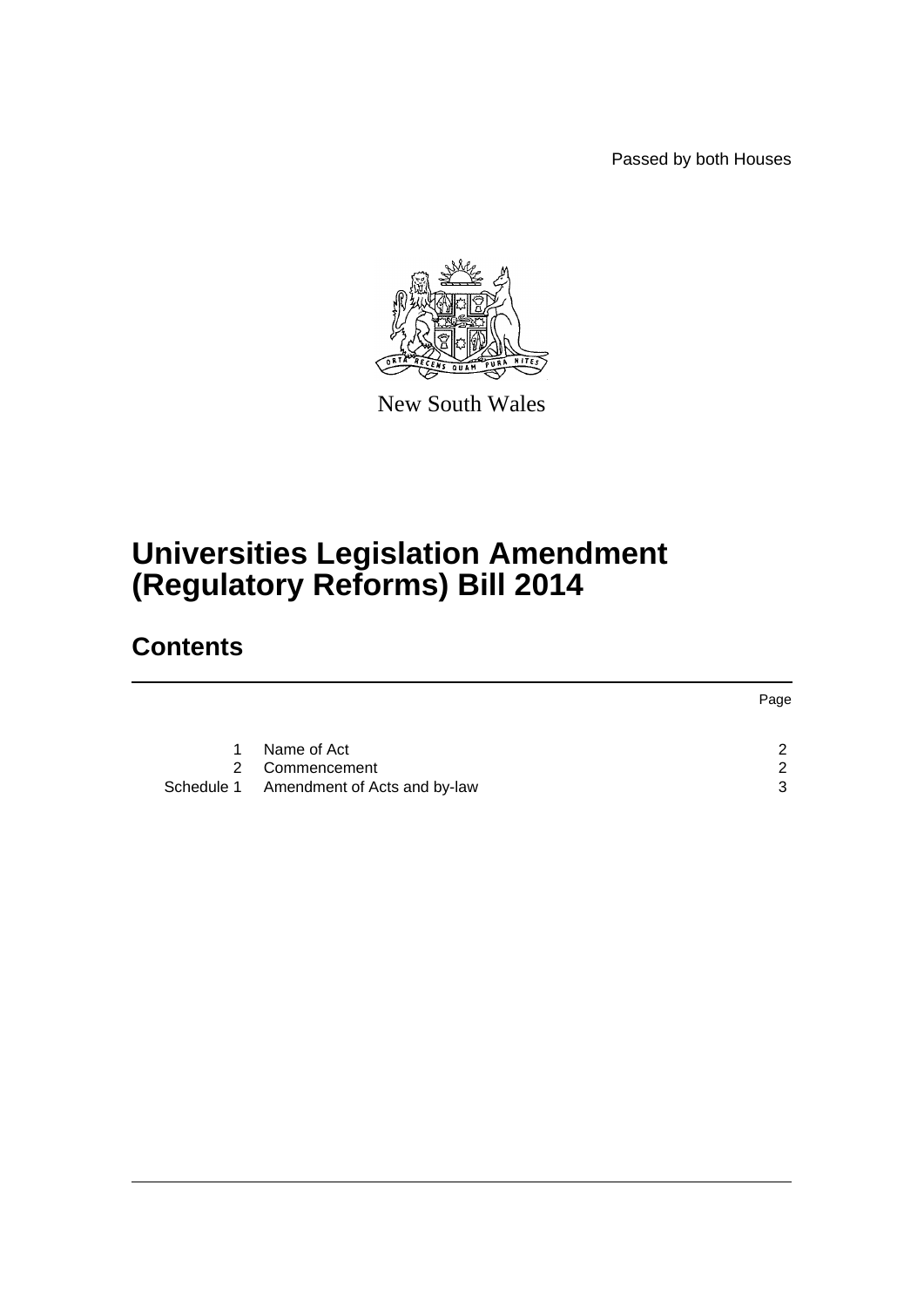Passed by both Houses

New South Wales

# Universities Legislation Amendment (Regulatory Reforms) Bill 2014

## Contents

| | | Page |
|---|---|---|
| 1 | Name of Act | 2 |
| 2 | Commencement | 2 |
| Schedule 1 | Amendment of Acts and by-law | 3 |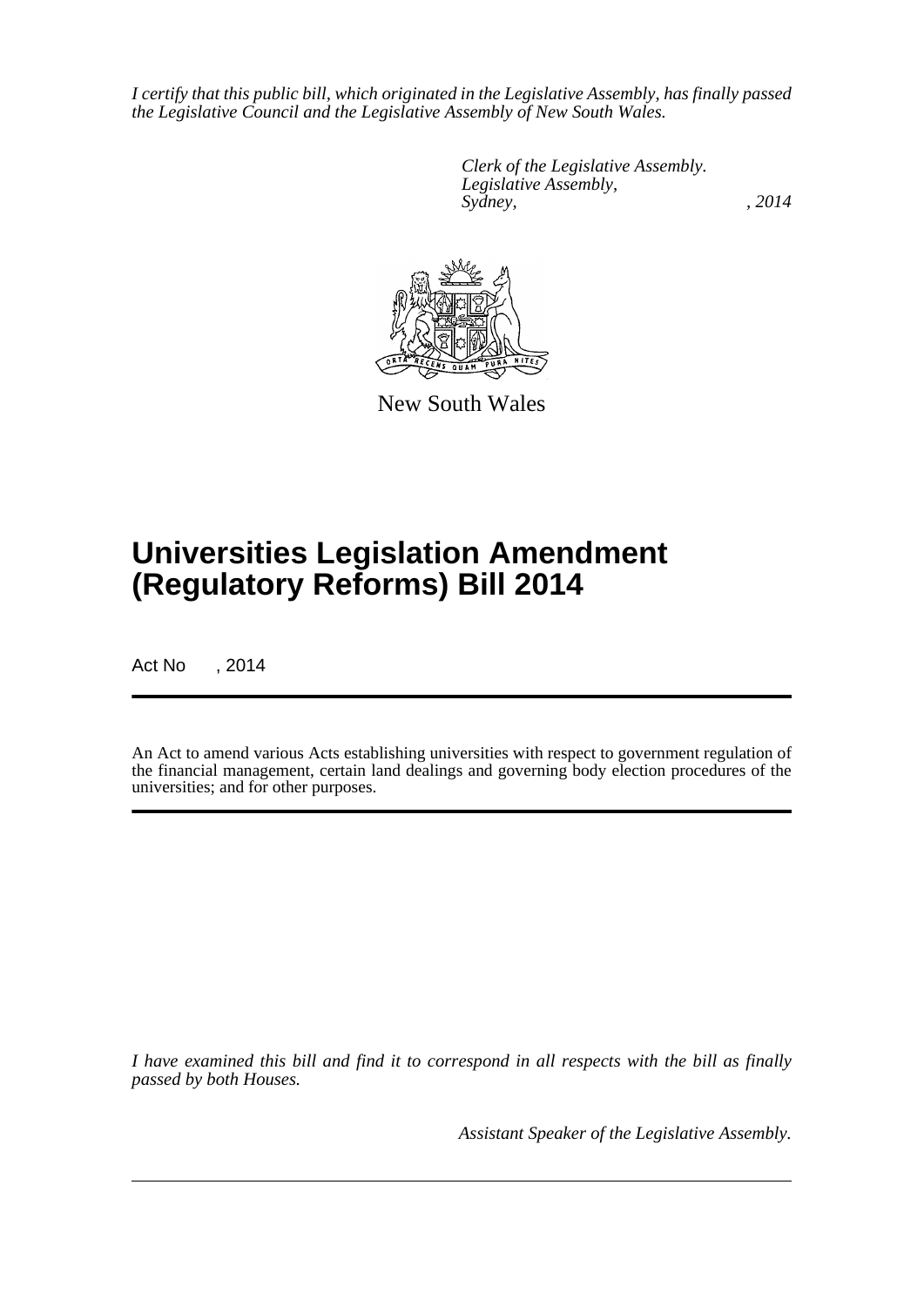*I certify that this public bill, which originated in the Legislative Assembly, has finally passed the Legislative Council and the Legislative Assembly of New South Wales.*

*Clerk of the Legislative Assembly.*
*Legislative Assembly,*
*Sydney, , 2014*

New South Wales

# Universities Legislation Amendment (Regulatory Reforms) Bill 2014

Act No , 2014

An Act to amend various Acts establishing universities with respect to government regulation of the financial management, certain land dealings and governing body election procedures of the universities; and for other purposes.

*I have examined this bill and find it to correspond in all respects with the bill as finally passed by both Houses.*

*Assistant Speaker of the Legislative Assembly.*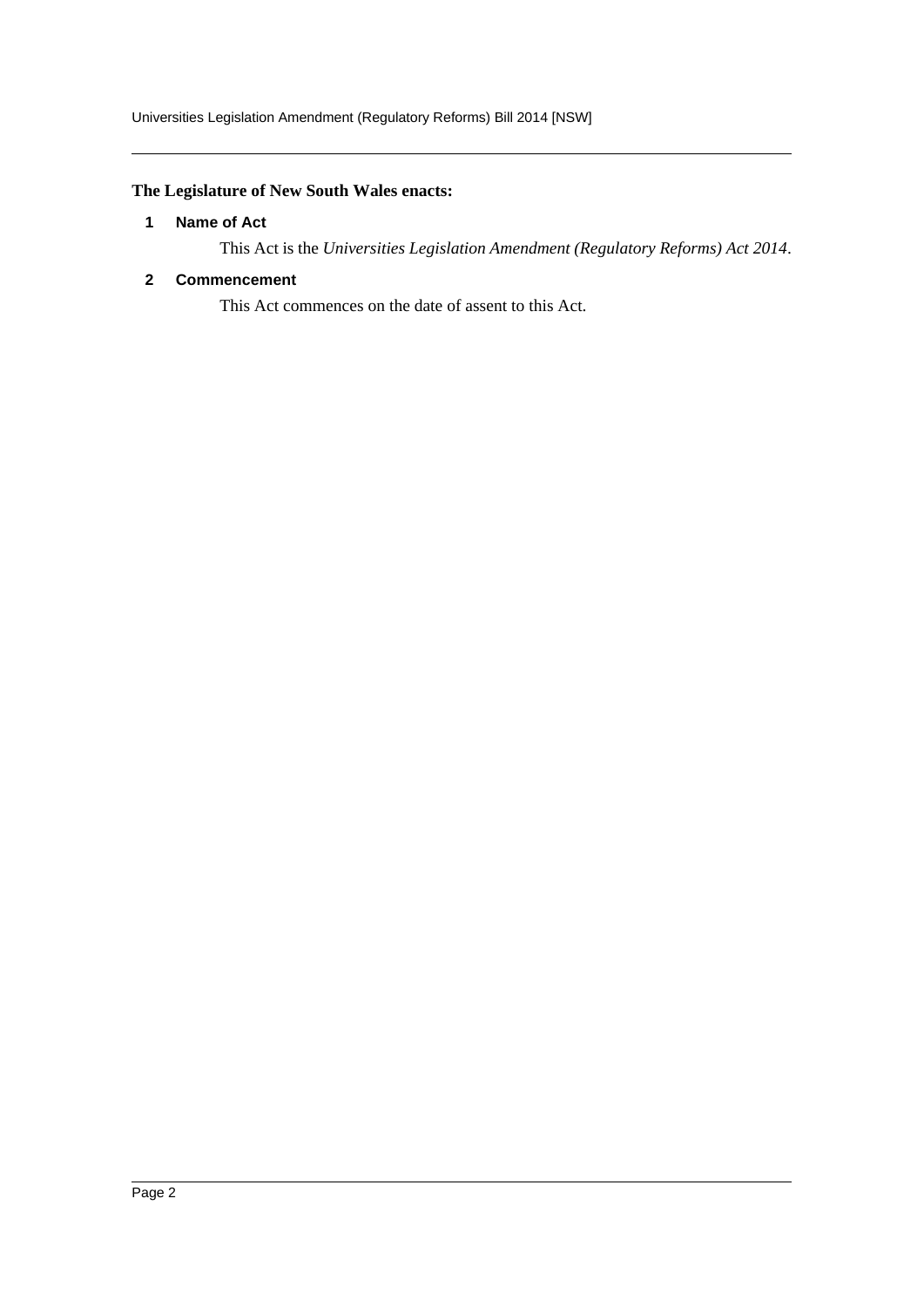**The Legislature of New South Wales enacts:**

## 1 Name of Act

This Act is the *Universities Legislation Amendment (Regulatory Reforms) Act 2014*.

## 2 Commencement

This Act commences on the date of assent to this Act.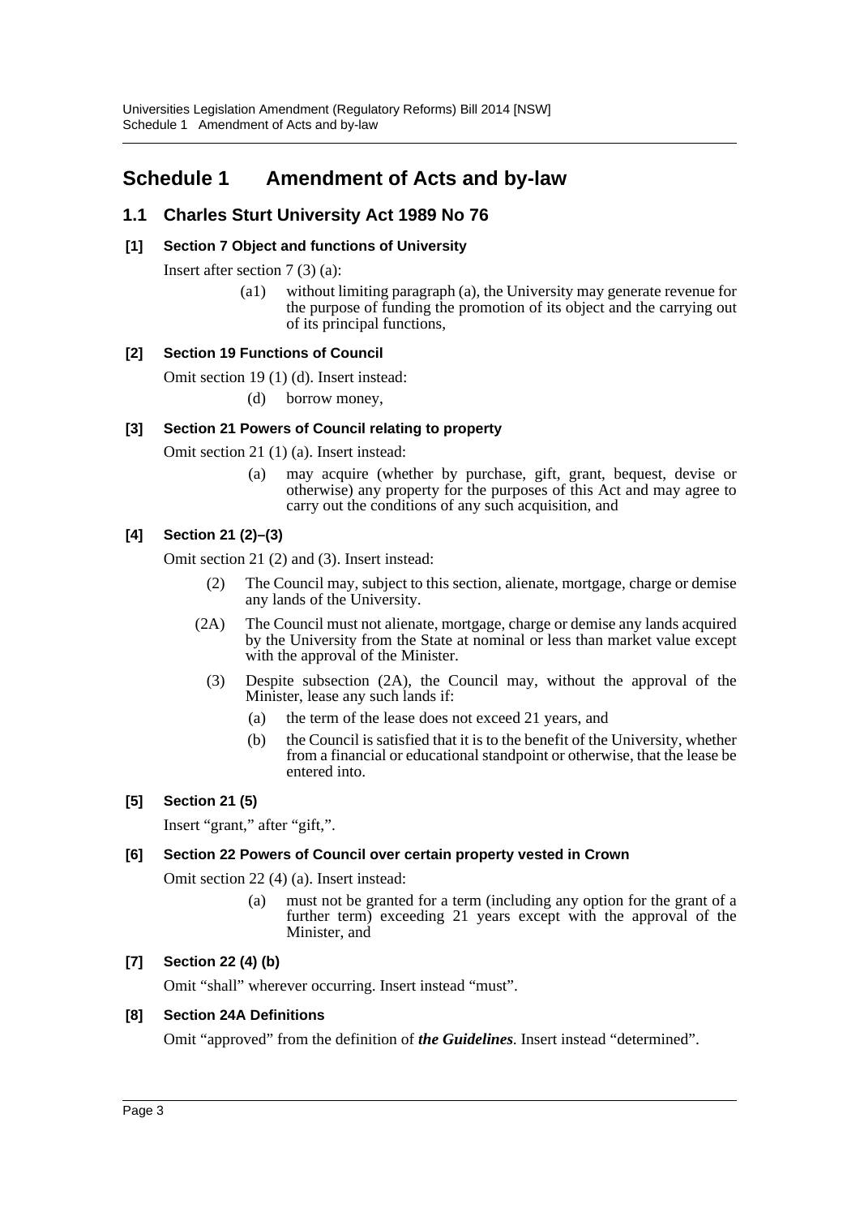## Schedule 1 Amendment of Acts and by-law

### 1.1 Charles Sturt University Act 1989 No 76

#### [1] Section 7 Object and functions of University

Insert after section 7 (3) (a):

(a1) without limiting paragraph (a), the University may generate revenue for the purpose of funding the promotion of its object and the carrying out of its principal functions,

#### [2] Section 19 Functions of Council

Omit section 19 (1) (d). Insert instead:

(d) borrow money,

#### [3] Section 21 Powers of Council relating to property

Omit section 21 (1) (a). Insert instead:

(a) may acquire (whether by purchase, gift, grant, bequest, devise or otherwise) any property for the purposes of this Act and may agree to carry out the conditions of any such acquisition, and

#### [4] Section 21 (2)–(3)

Omit section 21 (2) and (3). Insert instead:

(2) The Council may, subject to this section, alienate, mortgage, charge or demise any lands of the University.

(2A) The Council must not alienate, mortgage, charge or demise any lands acquired by the University from the State at nominal or less than market value except with the approval of the Minister.

(3) Despite subsection (2A), the Council may, without the approval of the Minister, lease any such lands if:

(a) the term of the lease does not exceed 21 years, and

(b) the Council is satisfied that it is to the benefit of the University, whether from a financial or educational standpoint or otherwise, that the lease be entered into.

#### [5] Section 21 (5)

Insert "grant," after "gift,".

#### [6] Section 22 Powers of Council over certain property vested in Crown

Omit section 22 (4) (a). Insert instead:

(a) must not be granted for a term (including any option for the grant of a further term) exceeding 21 years except with the approval of the Minister, and

#### [7] Section 22 (4) (b)

Omit "shall" wherever occurring. Insert instead "must".

#### [8] Section 24A Definitions

Omit "approved" from the definition of ***the Guidelines***. Insert instead "determined".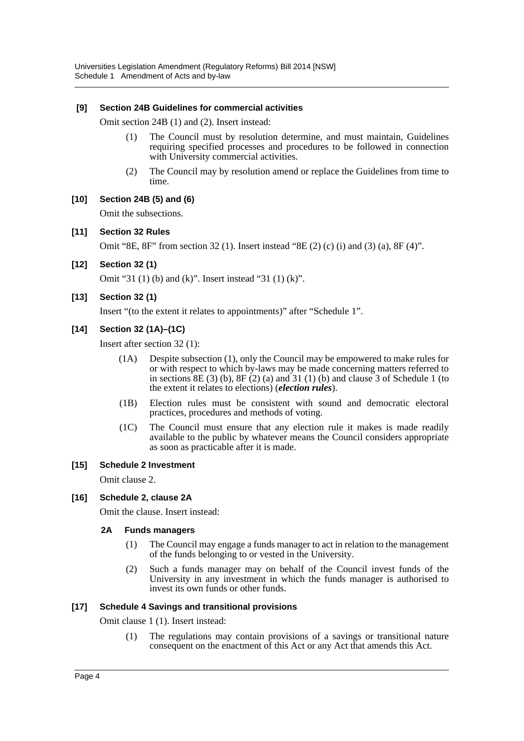**[9] Section 24B Guidelines for commercial activities**

Omit section 24B (1) and (2). Insert instead:

> (1) The Council must by resolution determine, and must maintain, Guidelines requiring specified processes and procedures to be followed in connection with University commercial activities.
>
> (2) The Council may by resolution amend or replace the Guidelines from time to time.

**[10] Section 24B (5) and (6)**

Omit the subsections.

**[11] Section 32 Rules**

Omit "8E, 8F" from section 32 (1). Insert instead "8E (2) (c) (i) and (3) (a), 8F (4)".

**[12] Section 32 (1)**

Omit "31 (1) (b) and (k)". Insert instead "31 (1) (k)".

**[13] Section 32 (1)**

Insert "(to the extent it relates to appointments)" after "Schedule 1".

**[14] Section 32 (1A)–(1C)**

Insert after section 32 (1):

> (1A) Despite subsection (1), only the Council may be empowered to make rules for or with respect to which by-laws may be made concerning matters referred to in sections 8E (3) (b), 8F (2) (a) and 31 (1) (b) and clause 3 of Schedule 1 (to the extent it relates to elections) (***election rules***).
>
> (1B) Election rules must be consistent with sound and democratic electoral practices, procedures and methods of voting.
>
> (1C) The Council must ensure that any election rule it makes is made readily available to the public by whatever means the Council considers appropriate as soon as practicable after it is made.

**[15] Schedule 2 Investment**

Omit clause 2.

**[16] Schedule 2, clause 2A**

Omit the clause. Insert instead:

> **2A Funds managers**
>
> (1) The Council may engage a funds manager to act in relation to the management of the funds belonging to or vested in the University.
>
> (2) Such a funds manager may on behalf of the Council invest funds of the University in any investment in which the funds manager is authorised to invest its own funds or other funds.

**[17] Schedule 4 Savings and transitional provisions**

Omit clause 1 (1). Insert instead:

> (1) The regulations may contain provisions of a savings or transitional nature consequent on the enactment of this Act or any Act that amends this Act.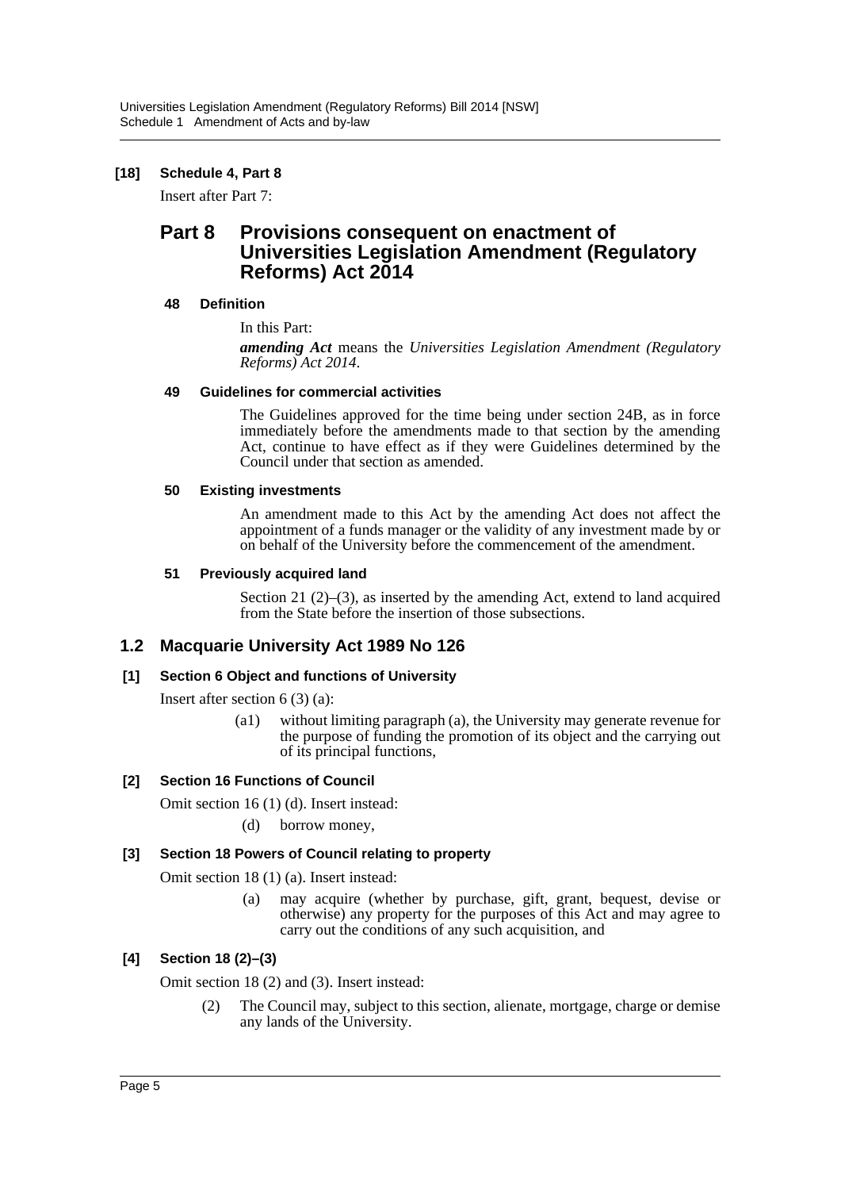**[18] Schedule 4, Part 8**

Insert after Part 7:

## Part 8 Provisions consequent on enactment of Universities Legislation Amendment (Regulatory Reforms) Act 2014

**48 Definition**

In this Part:

***amending Act*** means the *Universities Legislation Amendment (Regulatory Reforms) Act 2014*.

**49 Guidelines for commercial activities**

The Guidelines approved for the time being under section 24B, as in force immediately before the amendments made to that section by the amending Act, continue to have effect as if they were Guidelines determined by the Council under that section as amended.

**50 Existing investments**

An amendment made to this Act by the amending Act does not affect the appointment of a funds manager or the validity of any investment made by or on behalf of the University before the commencement of the amendment.

**51 Previously acquired land**

Section 21 (2)–(3), as inserted by the amending Act, extend to land acquired from the State before the insertion of those subsections.

## 1.2 Macquarie University Act 1989 No 126

**[1] Section 6 Object and functions of University**

Insert after section 6 (3) (a):

(a1) without limiting paragraph (a), the University may generate revenue for the purpose of funding the promotion of its object and the carrying out of its principal functions,

**[2] Section 16 Functions of Council**

Omit section 16 (1) (d). Insert instead:

(d) borrow money,

**[3] Section 18 Powers of Council relating to property**

Omit section 18 (1) (a). Insert instead:

(a) may acquire (whether by purchase, gift, grant, bequest, devise or otherwise) any property for the purposes of this Act and may agree to carry out the conditions of any such acquisition, and

**[4] Section 18 (2)–(3)**

Omit section 18 (2) and (3). Insert instead:

(2) The Council may, subject to this section, alienate, mortgage, charge or demise any lands of the University.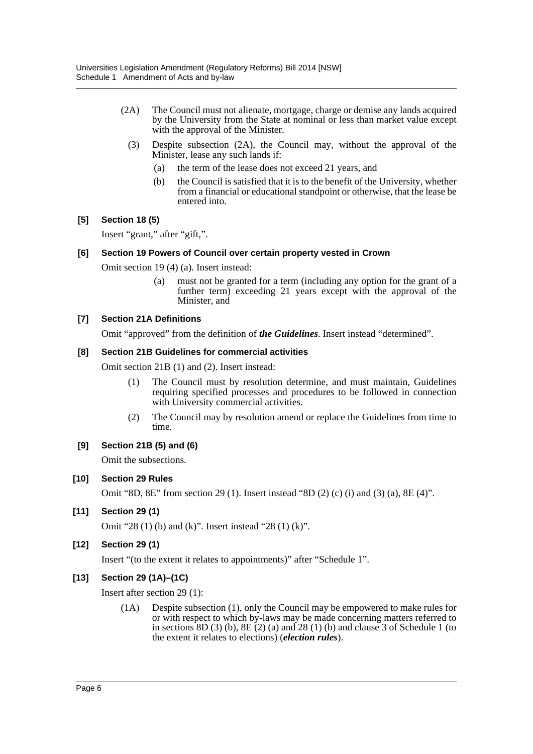(2A) The Council must not alienate, mortgage, charge or demise any lands acquired by the University from the State at nominal or less than market value except with the approval of the Minister.

(3) Despite subsection (2A), the Council may, without the approval of the Minister, lease any such lands if:

(a) the term of the lease does not exceed 21 years, and

(b) the Council is satisfied that it is to the benefit of the University, whether from a financial or educational standpoint or otherwise, that the lease be entered into.

**[5] Section 18 (5)**

Insert "grant," after "gift,".

**[6] Section 19 Powers of Council over certain property vested in Crown**

Omit section 19 (4) (a). Insert instead:

(a) must not be granted for a term (including any option for the grant of a further term) exceeding 21 years except with the approval of the Minister, and

**[7] Section 21A Definitions**

Omit "approved" from the definition of ***the Guidelines***. Insert instead "determined".

**[8] Section 21B Guidelines for commercial activities**

Omit section 21B (1) and (2). Insert instead:

(1) The Council must by resolution determine, and must maintain, Guidelines requiring specified processes and procedures to be followed in connection with University commercial activities.

(2) The Council may by resolution amend or replace the Guidelines from time to time.

**[9] Section 21B (5) and (6)**

Omit the subsections.

**[10] Section 29 Rules**

Omit "8D, 8E" from section 29 (1). Insert instead "8D (2) (c) (i) and (3) (a), 8E (4)".

**[11] Section 29 (1)**

Omit "28 (1) (b) and (k)". Insert instead "28 (1) (k)".

**[12] Section 29 (1)**

Insert "(to the extent it relates to appointments)" after "Schedule 1".

**[13] Section 29 (1A)–(1C)**

Insert after section 29 (1):

(1A) Despite subsection (1), only the Council may be empowered to make rules for or with respect to which by-laws may be made concerning matters referred to in sections 8D (3) (b), 8E (2) (a) and 28 (1) (b) and clause 3 of Schedule 1 (to the extent it relates to elections) (***election rules***).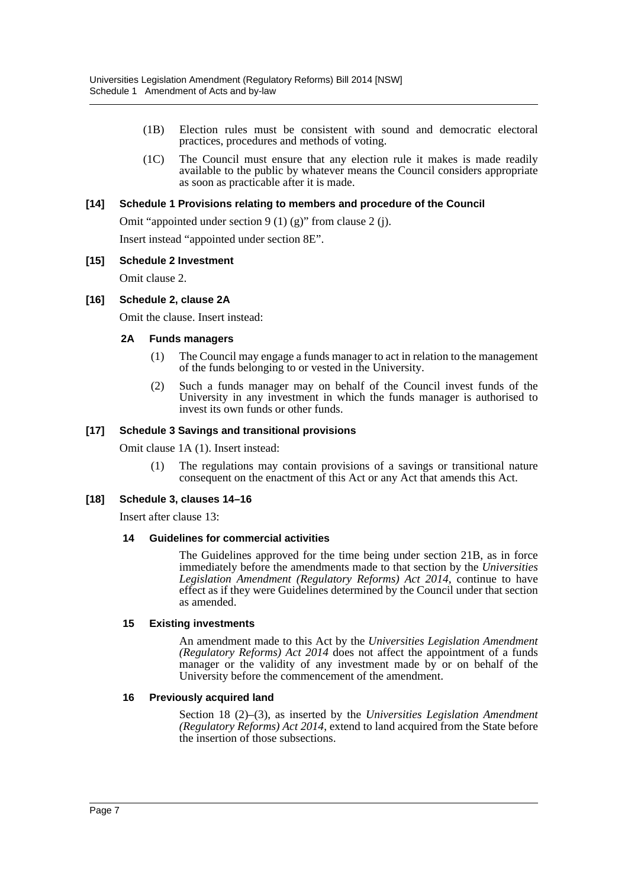(1B) Election rules must be consistent with sound and democratic electoral practices, procedures and methods of voting.

(1C) The Council must ensure that any election rule it makes is made readily available to the public by whatever means the Council considers appropriate as soon as practicable after it is made.

**[14] Schedule 1 Provisions relating to members and procedure of the Council**

Omit "appointed under section 9 (1) (g)" from clause 2 (j).

Insert instead "appointed under section 8E".

**[15] Schedule 2 Investment**

Omit clause 2.

**[16] Schedule 2, clause 2A**

Omit the clause. Insert instead:

**2A Funds managers**

(1) The Council may engage a funds manager to act in relation to the management of the funds belonging to or vested in the University.

(2) Such a funds manager may on behalf of the Council invest funds of the University in any investment in which the funds manager is authorised to invest its own funds or other funds.

**[17] Schedule 3 Savings and transitional provisions**

Omit clause 1A (1). Insert instead:

(1) The regulations may contain provisions of a savings or transitional nature consequent on the enactment of this Act or any Act that amends this Act.

**[18] Schedule 3, clauses 14–16**

Insert after clause 13:

**14 Guidelines for commercial activities**

The Guidelines approved for the time being under section 21B, as in force immediately before the amendments made to that section by the *Universities Legislation Amendment (Regulatory Reforms) Act 2014*, continue to have effect as if they were Guidelines determined by the Council under that section as amended.

**15 Existing investments**

An amendment made to this Act by the *Universities Legislation Amendment (Regulatory Reforms) Act 2014* does not affect the appointment of a funds manager or the validity of any investment made by or on behalf of the University before the commencement of the amendment.

**16 Previously acquired land**

Section 18 (2)–(3), as inserted by the *Universities Legislation Amendment (Regulatory Reforms) Act 2014*, extend to land acquired from the State before the insertion of those subsections.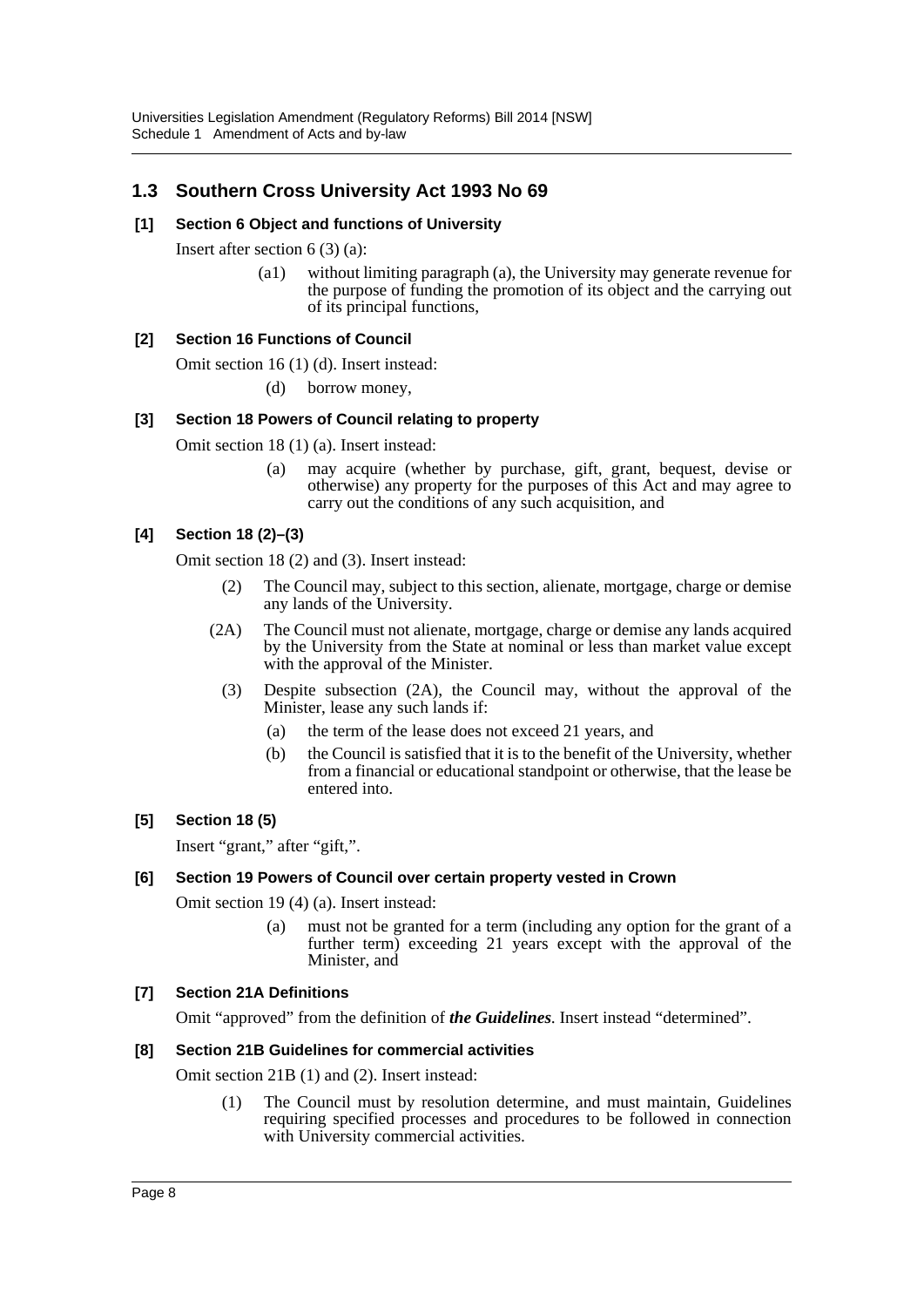## 1.3 Southern Cross University Act 1993 No 69

**[1] Section 6 Object and functions of University**

Insert after section 6 (3) (a):

> (a1) without limiting paragraph (a), the University may generate revenue for the purpose of funding the promotion of its object and the carrying out of its principal functions,

**[2] Section 16 Functions of Council**

Omit section 16 (1) (d). Insert instead:

> (d) borrow money,

**[3] Section 18 Powers of Council relating to property**

Omit section 18 (1) (a). Insert instead:

> (a) may acquire (whether by purchase, gift, grant, bequest, devise or otherwise) any property for the purposes of this Act and may agree to carry out the conditions of any such acquisition, and

**[4] Section 18 (2)–(3)**

Omit section 18 (2) and (3). Insert instead:

> (2) The Council may, subject to this section, alienate, mortgage, charge or demise any lands of the University.
>
> (2A) The Council must not alienate, mortgage, charge or demise any lands acquired by the University from the State at nominal or less than market value except with the approval of the Minister.
>
> (3) Despite subsection (2A), the Council may, without the approval of the Minister, lease any such lands if:
>
> (a) the term of the lease does not exceed 21 years, and
>
> (b) the Council is satisfied that it is to the benefit of the University, whether from a financial or educational standpoint or otherwise, that the lease be entered into.

**[5] Section 18 (5)**

Insert "grant," after "gift,".

**[6] Section 19 Powers of Council over certain property vested in Crown**

Omit section 19 (4) (a). Insert instead:

> (a) must not be granted for a term (including any option for the grant of a further term) exceeding 21 years except with the approval of the Minister, and

**[7] Section 21A Definitions**

Omit "approved" from the definition of ***the Guidelines***. Insert instead "determined".

**[8] Section 21B Guidelines for commercial activities**

Omit section 21B (1) and (2). Insert instead:

> (1) The Council must by resolution determine, and must maintain, Guidelines requiring specified processes and procedures to be followed in connection with University commercial activities.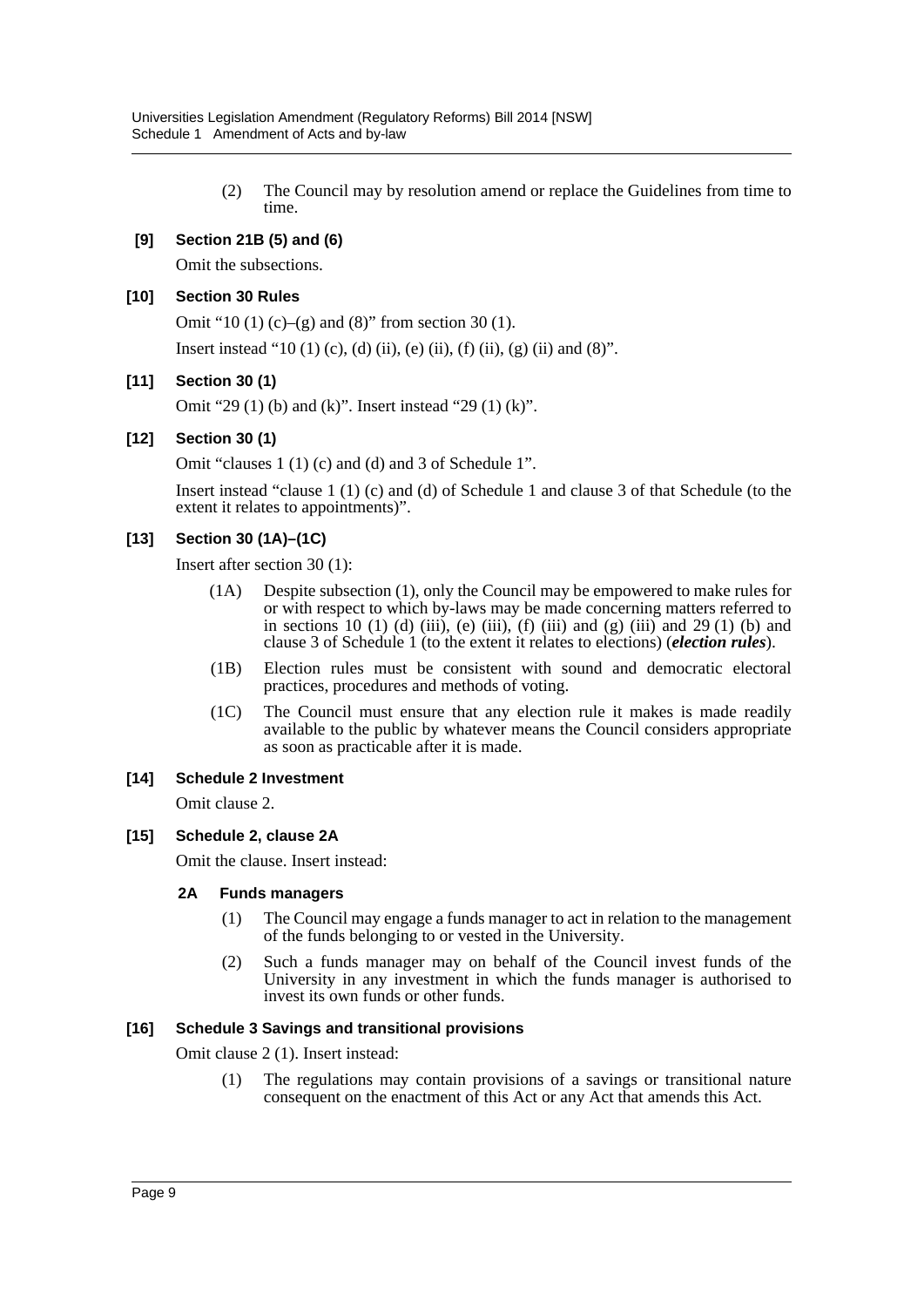(2) The Council may by resolution amend or replace the Guidelines from time to time.

**[9] Section 21B (5) and (6)**

Omit the subsections.

**[10] Section 30 Rules**

Omit "10 (1) (c)–(g) and (8)" from section 30 (1).

Insert instead "10 (1) (c), (d) (ii), (e) (ii), (f) (ii), (g) (ii) and (8)".

**[11] Section 30 (1)**

Omit "29 (1) (b) and (k)". Insert instead "29 (1) (k)".

**[12] Section 30 (1)**

Omit "clauses 1 (1) (c) and (d) and 3 of Schedule 1".

Insert instead "clause 1 (1) (c) and (d) of Schedule 1 and clause 3 of that Schedule (to the extent it relates to appointments)".

**[13] Section 30 (1A)–(1C)**

Insert after section 30 (1):

(1A) Despite subsection (1), only the Council may be empowered to make rules for or with respect to which by-laws may be made concerning matters referred to in sections 10 (1) (d) (iii), (e) (iii), (f) (iii) and (g) (iii) and 29 (1) (b) and clause 3 of Schedule 1 (to the extent it relates to elections) (***election rules***).

(1B) Election rules must be consistent with sound and democratic electoral practices, procedures and methods of voting.

(1C) The Council must ensure that any election rule it makes is made readily available to the public by whatever means the Council considers appropriate as soon as practicable after it is made.

**[14] Schedule 2 Investment**

Omit clause 2.

**[15] Schedule 2, clause 2A**

Omit the clause. Insert instead:

**2A Funds managers**

(1) The Council may engage a funds manager to act in relation to the management of the funds belonging to or vested in the University.

(2) Such a funds manager may on behalf of the Council invest funds of the University in any investment in which the funds manager is authorised to invest its own funds or other funds.

**[16] Schedule 3 Savings and transitional provisions**

Omit clause 2 (1). Insert instead:

(1) The regulations may contain provisions of a savings or transitional nature consequent on the enactment of this Act or any Act that amends this Act.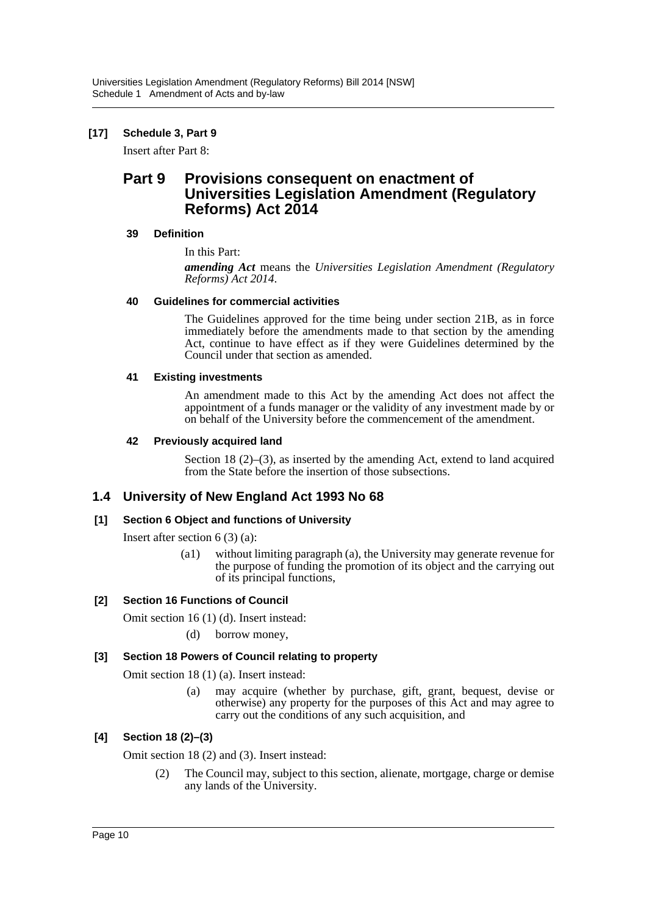**[17] Schedule 3, Part 9**

Insert after Part 8:

## Part 9 Provisions consequent on enactment of Universities Legislation Amendment (Regulatory Reforms) Act 2014

**39 Definition**

In this Part:

***amending Act*** means the *Universities Legislation Amendment (Regulatory Reforms) Act 2014*.

**40 Guidelines for commercial activities**

The Guidelines approved for the time being under section 21B, as in force immediately before the amendments made to that section by the amending Act, continue to have effect as if they were Guidelines determined by the Council under that section as amended.

**41 Existing investments**

An amendment made to this Act by the amending Act does not affect the appointment of a funds manager or the validity of any investment made by or on behalf of the University before the commencement of the amendment.

**42 Previously acquired land**

Section 18 (2)–(3), as inserted by the amending Act, extend to land acquired from the State before the insertion of those subsections.

## 1.4 University of New England Act 1993 No 68

**[1] Section 6 Object and functions of University**

Insert after section 6 (3) (a):

(a1) without limiting paragraph (a), the University may generate revenue for the purpose of funding the promotion of its object and the carrying out of its principal functions,

**[2] Section 16 Functions of Council**

Omit section 16 (1) (d). Insert instead:

(d) borrow money,

**[3] Section 18 Powers of Council relating to property**

Omit section 18 (1) (a). Insert instead:

(a) may acquire (whether by purchase, gift, grant, bequest, devise or otherwise) any property for the purposes of this Act and may agree to carry out the conditions of any such acquisition, and

**[4] Section 18 (2)–(3)**

Omit section 18 (2) and (3). Insert instead:

(2) The Council may, subject to this section, alienate, mortgage, charge or demise any lands of the University.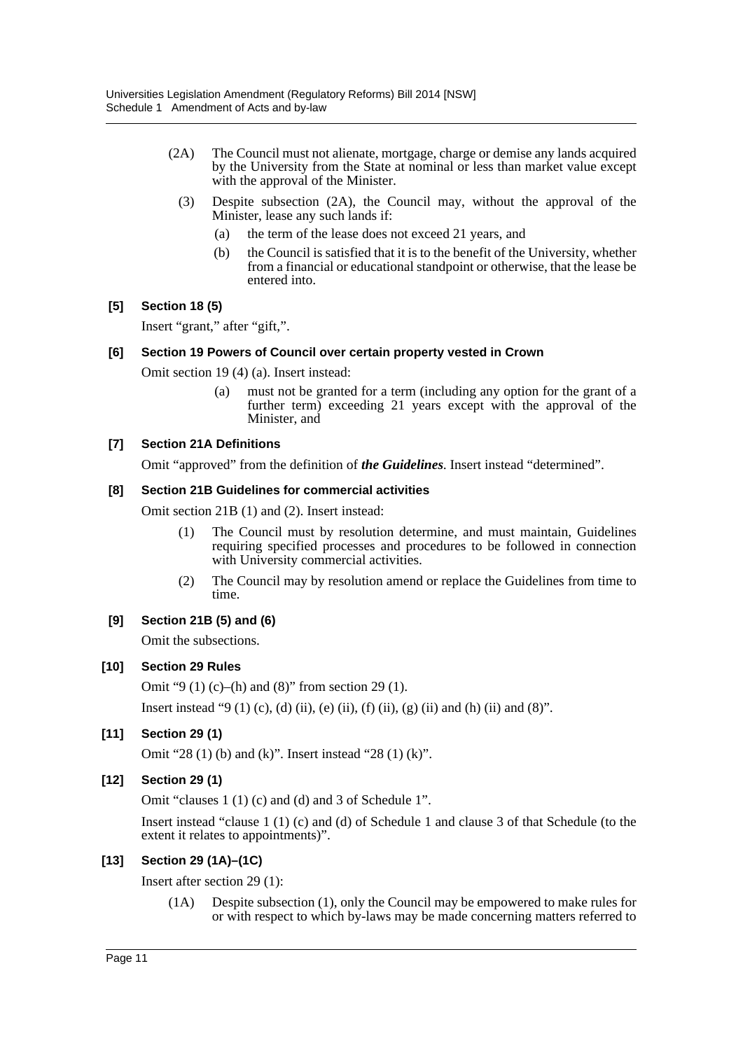(2A) The Council must not alienate, mortgage, charge or demise any lands acquired by the University from the State at nominal or less than market value except with the approval of the Minister.

(3) Despite subsection (2A), the Council may, without the approval of the Minister, lease any such lands if:

(a) the term of the lease does not exceed 21 years, and

(b) the Council is satisfied that it is to the benefit of the University, whether from a financial or educational standpoint or otherwise, that the lease be entered into.

**[5] Section 18 (5)**

Insert "grant," after "gift,".

**[6] Section 19 Powers of Council over certain property vested in Crown**

Omit section 19 (4) (a). Insert instead:

(a) must not be granted for a term (including any option for the grant of a further term) exceeding 21 years except with the approval of the Minister, and

**[7] Section 21A Definitions**

Omit "approved" from the definition of ***the Guidelines***. Insert instead "determined".

**[8] Section 21B Guidelines for commercial activities**

Omit section 21B (1) and (2). Insert instead:

(1) The Council must by resolution determine, and must maintain, Guidelines requiring specified processes and procedures to be followed in connection with University commercial activities.

(2) The Council may by resolution amend or replace the Guidelines from time to time.

**[9] Section 21B (5) and (6)**

Omit the subsections.

**[10] Section 29 Rules**

Omit "9 (1) (c)–(h) and (8)" from section 29 (1).

Insert instead "9 (1) (c), (d) (ii), (e) (ii), (f) (ii), (g) (ii) and (h) (ii) and (8)".

**[11] Section 29 (1)**

Omit "28 (1) (b) and (k)". Insert instead "28 (1) (k)".

**[12] Section 29 (1)**

Omit "clauses 1 (1) (c) and (d) and 3 of Schedule 1".

Insert instead "clause 1 (1) (c) and (d) of Schedule 1 and clause 3 of that Schedule (to the extent it relates to appointments)".

**[13] Section 29 (1A)–(1C)**

Insert after section 29 (1):

(1A) Despite subsection (1), only the Council may be empowered to make rules for or with respect to which by-laws may be made concerning matters referred to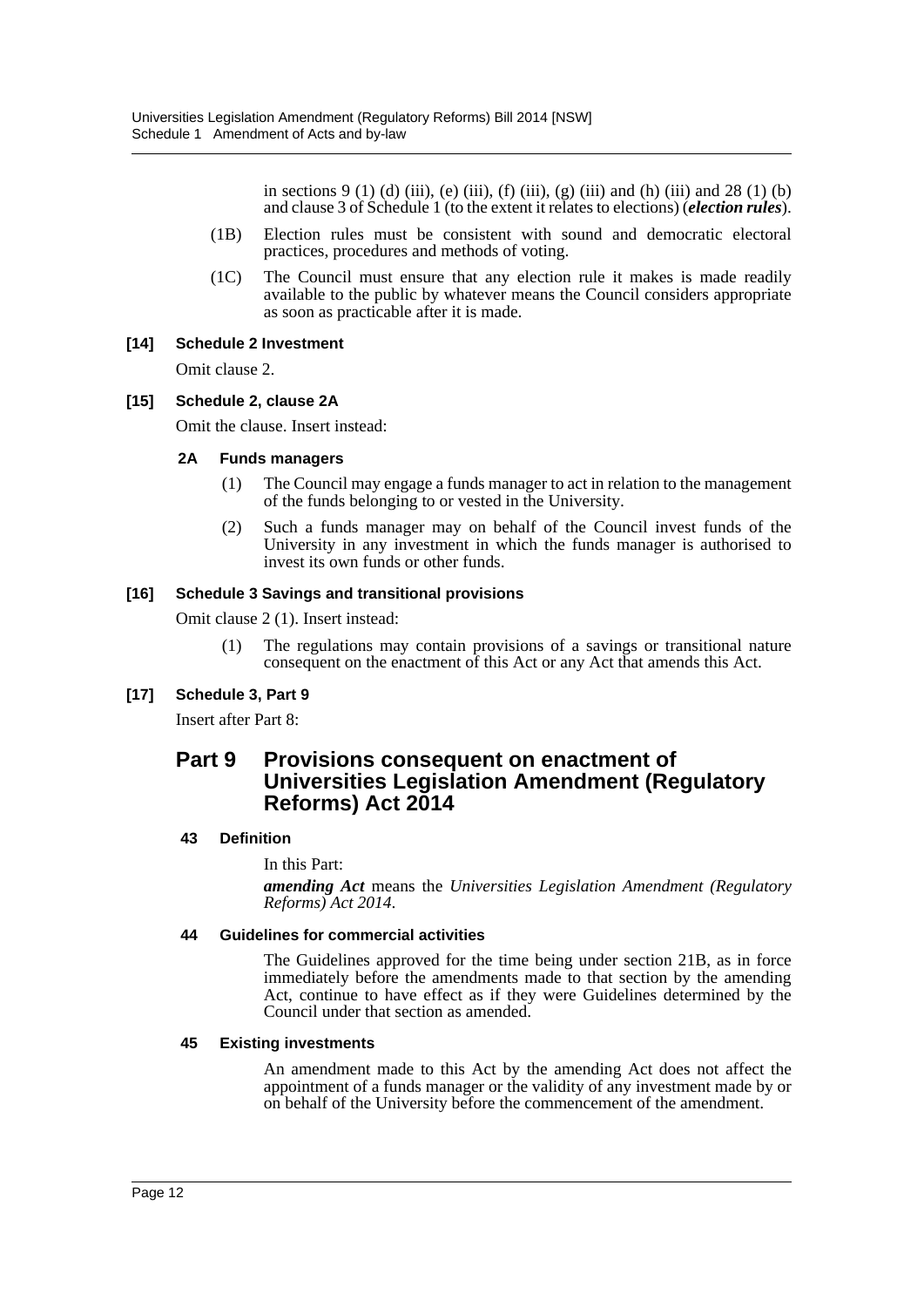in sections 9 (1) (d) (iii), (e) (iii), (f) (iii), (g) (iii) and (h) (iii) and 28 (1) (b) and clause 3 of Schedule 1 (to the extent it relates to elections) (***election rules***).

(1B) Election rules must be consistent with sound and democratic electoral practices, procedures and methods of voting.

(1C) The Council must ensure that any election rule it makes is made readily available to the public by whatever means the Council considers appropriate as soon as practicable after it is made.

**[14] Schedule 2 Investment**

Omit clause 2.

**[15] Schedule 2, clause 2A**

Omit the clause. Insert instead:

**2A Funds managers**

(1) The Council may engage a funds manager to act in relation to the management of the funds belonging to or vested in the University.

(2) Such a funds manager may on behalf of the Council invest funds of the University in any investment in which the funds manager is authorised to invest its own funds or other funds.

**[16] Schedule 3 Savings and transitional provisions**

Omit clause 2 (1). Insert instead:

(1) The regulations may contain provisions of a savings or transitional nature consequent on the enactment of this Act or any Act that amends this Act.

**[17] Schedule 3, Part 9**

Insert after Part 8:

## Part 9 Provisions consequent on enactment of Universities Legislation Amendment (Regulatory Reforms) Act 2014

**43 Definition**

In this Part:

***amending Act*** means the *Universities Legislation Amendment (Regulatory Reforms) Act 2014*.

**44 Guidelines for commercial activities**

The Guidelines approved for the time being under section 21B, as in force immediately before the amendments made to that section by the amending Act, continue to have effect as if they were Guidelines determined by the Council under that section as amended.

**45 Existing investments**

An amendment made to this Act by the amending Act does not affect the appointment of a funds manager or the validity of any investment made by or on behalf of the University before the commencement of the amendment.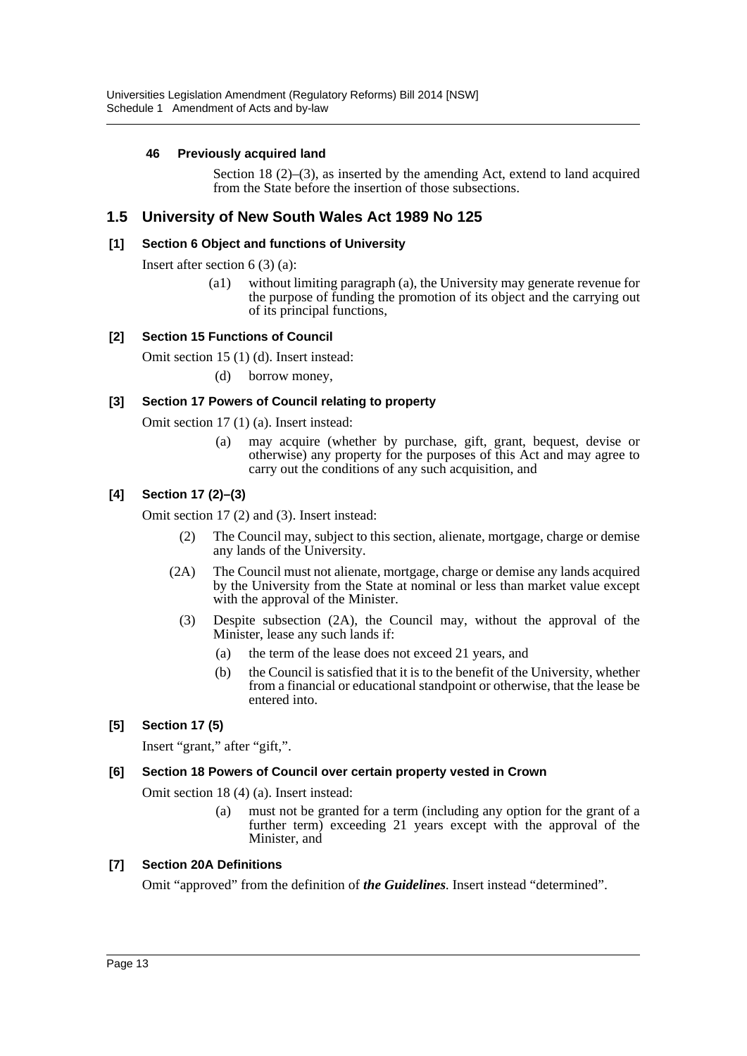#### 46 Previously acquired land

Section 18 (2)–(3), as inserted by the amending Act, extend to land acquired from the State before the insertion of those subsections.

## 1.5 University of New South Wales Act 1989 No 125

#### [1] Section 6 Object and functions of University

Insert after section 6 (3) (a):

> (a1) without limiting paragraph (a), the University may generate revenue for the purpose of funding the promotion of its object and the carrying out of its principal functions,

#### [2] Section 15 Functions of Council

Omit section 15 (1) (d). Insert instead:

> (d) borrow money,

#### [3] Section 17 Powers of Council relating to property

Omit section 17 (1) (a). Insert instead:

> (a) may acquire (whether by purchase, gift, grant, bequest, devise or otherwise) any property for the purposes of this Act and may agree to carry out the conditions of any such acquisition, and

#### [4] Section 17 (2)–(3)

Omit section 17 (2) and (3). Insert instead:

> (2) The Council may, subject to this section, alienate, mortgage, charge or demise any lands of the University.
>
> (2A) The Council must not alienate, mortgage, charge or demise any lands acquired by the University from the State at nominal or less than market value except with the approval of the Minister.
>
> (3) Despite subsection (2A), the Council may, without the approval of the Minister, lease any such lands if:
>
> (a) the term of the lease does not exceed 21 years, and
>
> (b) the Council is satisfied that it is to the benefit of the University, whether from a financial or educational standpoint or otherwise, that the lease be entered into.

#### [5] Section 17 (5)

Insert "grant," after "gift,".

#### [6] Section 18 Powers of Council over certain property vested in Crown

Omit section 18 (4) (a). Insert instead:

> (a) must not be granted for a term (including any option for the grant of a further term) exceeding 21 years except with the approval of the Minister, and

#### [7] Section 20A Definitions

Omit "approved" from the definition of ***the Guidelines***. Insert instead "determined".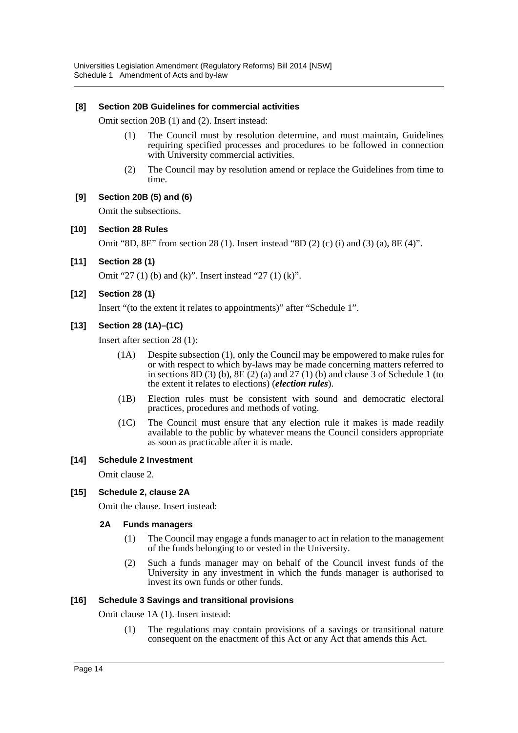**[8] Section 20B Guidelines for commercial activities**

Omit section 20B (1) and (2). Insert instead:

(1) The Council must by resolution determine, and must maintain, Guidelines requiring specified processes and procedures to be followed in connection with University commercial activities.

(2) The Council may by resolution amend or replace the Guidelines from time to time.

**[9] Section 20B (5) and (6)**

Omit the subsections.

**[10] Section 28 Rules**

Omit "8D, 8E" from section 28 (1). Insert instead "8D (2) (c) (i) and (3) (a), 8E (4)".

**[11] Section 28 (1)**

Omit "27 (1) (b) and (k)". Insert instead "27 (1) (k)".

**[12] Section 28 (1)**

Insert "(to the extent it relates to appointments)" after "Schedule 1".

**[13] Section 28 (1A)–(1C)**

Insert after section 28 (1):

(1A) Despite subsection (1), only the Council may be empowered to make rules for or with respect to which by-laws may be made concerning matters referred to in sections 8D (3) (b), 8E (2) (a) and 27 (1) (b) and clause 3 of Schedule 1 (to the extent it relates to elections) (***election rules***).

(1B) Election rules must be consistent with sound and democratic electoral practices, procedures and methods of voting.

(1C) The Council must ensure that any election rule it makes is made readily available to the public by whatever means the Council considers appropriate as soon as practicable after it is made.

**[14] Schedule 2 Investment**

Omit clause 2.

**[15] Schedule 2, clause 2A**

Omit the clause. Insert instead:

**2A Funds managers**

(1) The Council may engage a funds manager to act in relation to the management of the funds belonging to or vested in the University.

(2) Such a funds manager may on behalf of the Council invest funds of the University in any investment in which the funds manager is authorised to invest its own funds or other funds.

**[16] Schedule 3 Savings and transitional provisions**

Omit clause 1A (1). Insert instead:

(1) The regulations may contain provisions of a savings or transitional nature consequent on the enactment of this Act or any Act that amends this Act.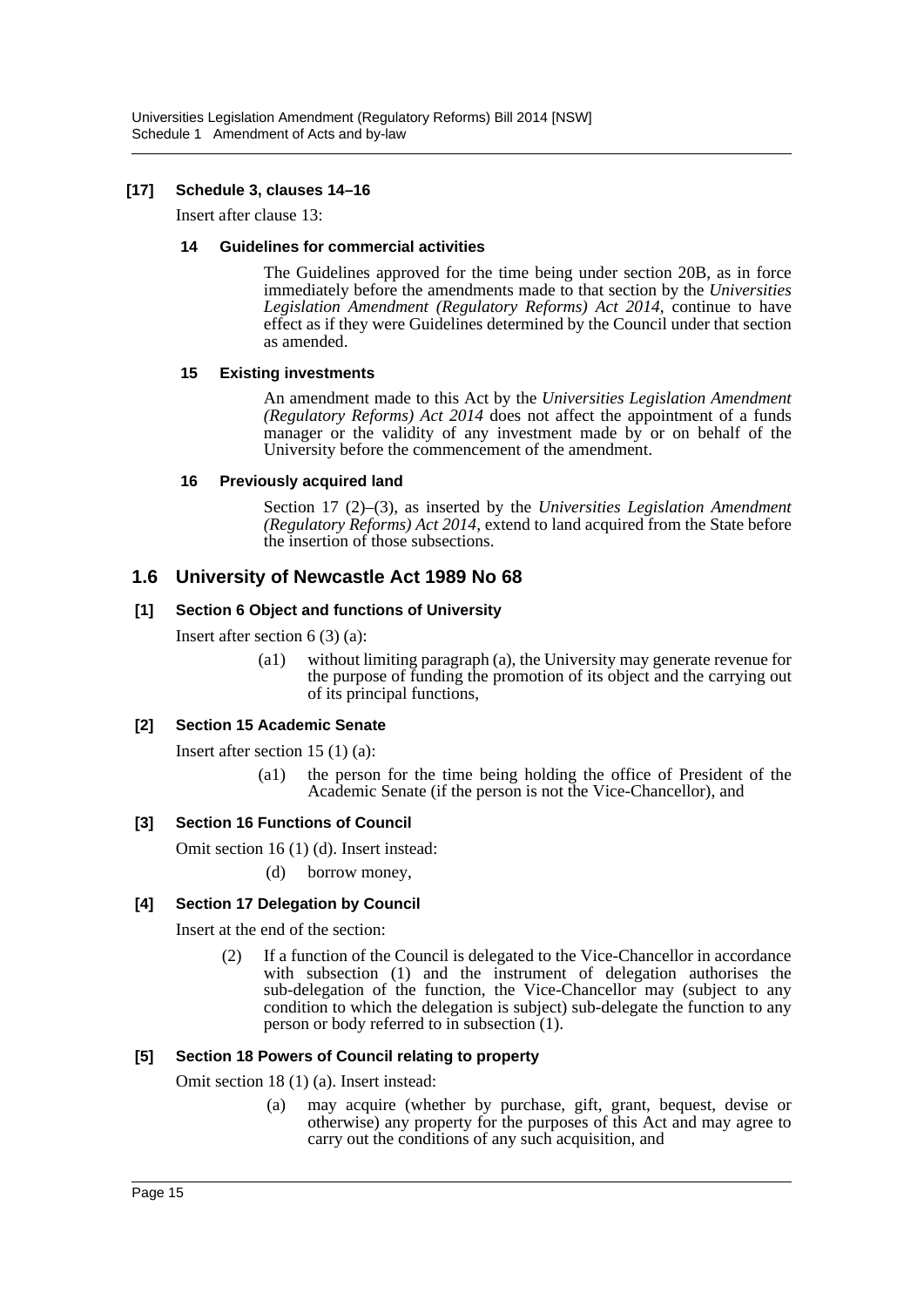**[17] Schedule 3, clauses 14–16**

Insert after clause 13:

**14 Guidelines for commercial activities**

The Guidelines approved for the time being under section 20B, as in force immediately before the amendments made to that section by the *Universities Legislation Amendment (Regulatory Reforms) Act 2014*, continue to have effect as if they were Guidelines determined by the Council under that section as amended.

**15 Existing investments**

An amendment made to this Act by the *Universities Legislation Amendment (Regulatory Reforms) Act 2014* does not affect the appointment of a funds manager or the validity of any investment made by or on behalf of the University before the commencement of the amendment.

**16 Previously acquired land**

Section 17 (2)–(3), as inserted by the *Universities Legislation Amendment (Regulatory Reforms) Act 2014*, extend to land acquired from the State before the insertion of those subsections.

## 1.6 University of Newcastle Act 1989 No 68

**[1] Section 6 Object and functions of University**

Insert after section 6 (3) (a):

(a1) without limiting paragraph (a), the University may generate revenue for the purpose of funding the promotion of its object and the carrying out of its principal functions,

**[2] Section 15 Academic Senate**

Insert after section 15 (1) (a):

(a1) the person for the time being holding the office of President of the Academic Senate (if the person is not the Vice-Chancellor), and

**[3] Section 16 Functions of Council**

Omit section 16 (1) (d). Insert instead:

(d) borrow money,

**[4] Section 17 Delegation by Council**

Insert at the end of the section:

(2) If a function of the Council is delegated to the Vice-Chancellor in accordance with subsection (1) and the instrument of delegation authorises the sub-delegation of the function, the Vice-Chancellor may (subject to any condition to which the delegation is subject) sub-delegate the function to any person or body referred to in subsection (1).

**[5] Section 18 Powers of Council relating to property**

Omit section 18 (1) (a). Insert instead:

(a) may acquire (whether by purchase, gift, grant, bequest, devise or otherwise) any property for the purposes of this Act and may agree to carry out the conditions of any such acquisition, and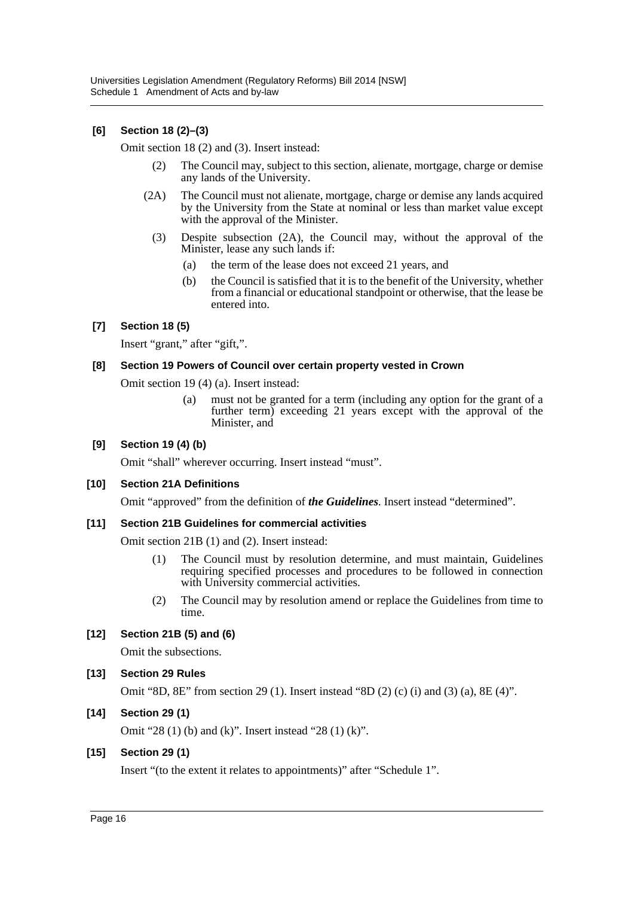### [6] Section 18 (2)–(3)

Omit section 18 (2) and (3). Insert instead:

> (2) The Council may, subject to this section, alienate, mortgage, charge or demise any lands of the University.
>
> (2A) The Council must not alienate, mortgage, charge or demise any lands acquired by the University from the State at nominal or less than market value except with the approval of the Minister.
>
> (3) Despite subsection (2A), the Council may, without the approval of the Minister, lease any such lands if:
>
> (a) the term of the lease does not exceed 21 years, and
>
> (b) the Council is satisfied that it is to the benefit of the University, whether from a financial or educational standpoint or otherwise, that the lease be entered into.

### [7] Section 18 (5)

Insert "grant," after "gift,".

### [8] Section 19 Powers of Council over certain property vested in Crown

Omit section 19 (4) (a). Insert instead:

> (a) must not be granted for a term (including any option for the grant of a further term) exceeding 21 years except with the approval of the Minister, and

### [9] Section 19 (4) (b)

Omit "shall" wherever occurring. Insert instead "must".

### [10] Section 21A Definitions

Omit "approved" from the definition of ***the Guidelines***. Insert instead "determined".

### [11] Section 21B Guidelines for commercial activities

Omit section 21B (1) and (2). Insert instead:

> (1) The Council must by resolution determine, and must maintain, Guidelines requiring specified processes and procedures to be followed in connection with University commercial activities.
>
> (2) The Council may by resolution amend or replace the Guidelines from time to time.

### [12] Section 21B (5) and (6)

Omit the subsections.

### [13] Section 29 Rules

Omit "8D, 8E" from section 29 (1). Insert instead "8D (2) (c) (i) and (3) (a), 8E (4)".

### [14] Section 29 (1)

Omit "28 (1) (b) and (k)". Insert instead "28 (1) (k)".

### [15] Section 29 (1)

Insert "(to the extent it relates to appointments)" after "Schedule 1".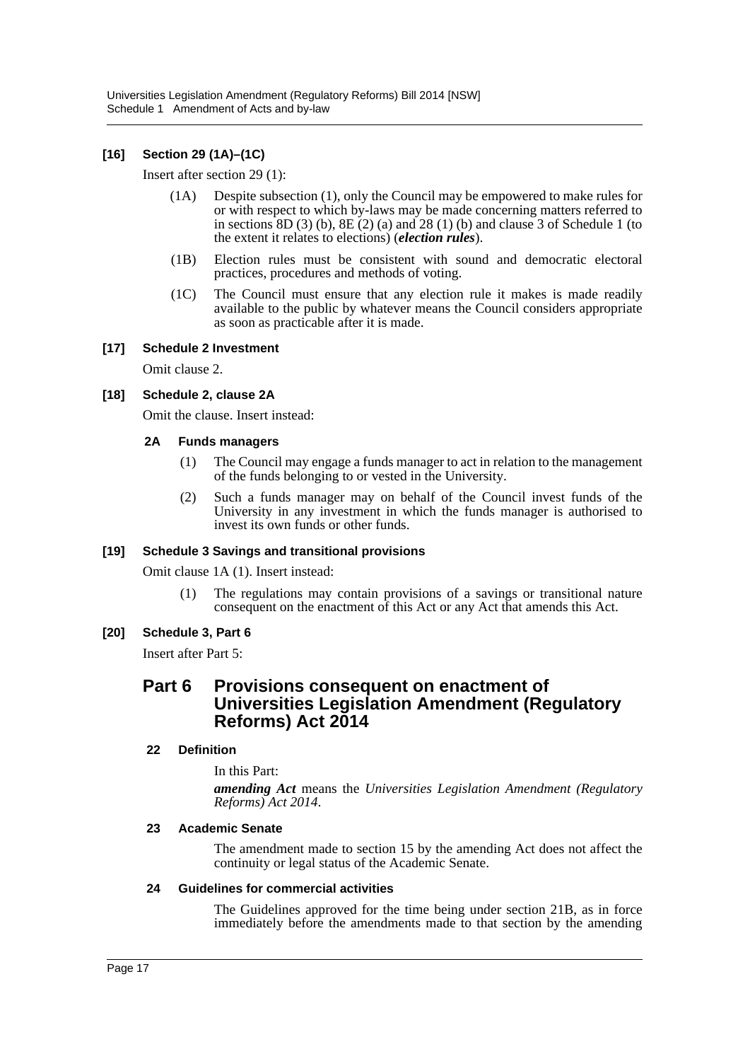**[16] Section 29 (1A)–(1C)**

Insert after section 29 (1):

(1A) Despite subsection (1), only the Council may be empowered to make rules for or with respect to which by-laws may be made concerning matters referred to in sections 8D (3) (b), 8E (2) (a) and 28 (1) (b) and clause 3 of Schedule 1 (to the extent it relates to elections) (***election rules***).

(1B) Election rules must be consistent with sound and democratic electoral practices, procedures and methods of voting.

(1C) The Council must ensure that any election rule it makes is made readily available to the public by whatever means the Council considers appropriate as soon as practicable after it is made.

**[17] Schedule 2 Investment**

Omit clause 2.

**[18] Schedule 2, clause 2A**

Omit the clause. Insert instead:

**2A Funds managers**

(1) The Council may engage a funds manager to act in relation to the management of the funds belonging to or vested in the University.

(2) Such a funds manager may on behalf of the Council invest funds of the University in any investment in which the funds manager is authorised to invest its own funds or other funds.

**[19] Schedule 3 Savings and transitional provisions**

Omit clause 1A (1). Insert instead:

(1) The regulations may contain provisions of a savings or transitional nature consequent on the enactment of this Act or any Act that amends this Act.

**[20] Schedule 3, Part 6**

Insert after Part 5:

## Part 6 Provisions consequent on enactment of Universities Legislation Amendment (Regulatory Reforms) Act 2014

**22 Definition**

In this Part:

***amending Act*** means the *Universities Legislation Amendment (Regulatory Reforms) Act 2014*.

**23 Academic Senate**

The amendment made to section 15 by the amending Act does not affect the continuity or legal status of the Academic Senate.

**24 Guidelines for commercial activities**

The Guidelines approved for the time being under section 21B, as in force immediately before the amendments made to that section by the amending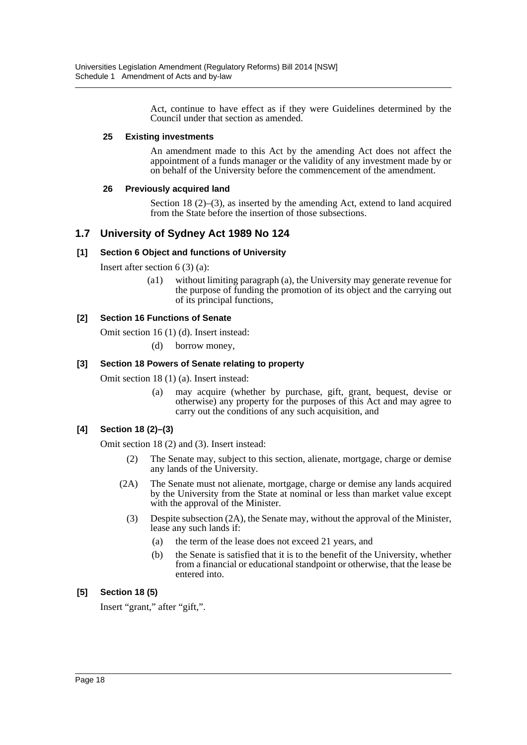Act, continue to have effect as if they were Guidelines determined by the Council under that section as amended.

#### 25 Existing investments

An amendment made to this Act by the amending Act does not affect the appointment of a funds manager or the validity of any investment made by or on behalf of the University before the commencement of the amendment.

#### 26 Previously acquired land

Section 18 (2)–(3), as inserted by the amending Act, extend to land acquired from the State before the insertion of those subsections.

## 1.7 University of Sydney Act 1989 No 124

### [1] Section 6 Object and functions of University

Insert after section 6 (3) (a):

(a1) without limiting paragraph (a), the University may generate revenue for the purpose of funding the promotion of its object and the carrying out of its principal functions,

### [2] Section 16 Functions of Senate

Omit section 16 (1) (d). Insert instead:

(d) borrow money,

### [3] Section 18 Powers of Senate relating to property

Omit section 18 (1) (a). Insert instead:

(a) may acquire (whether by purchase, gift, grant, bequest, devise or otherwise) any property for the purposes of this Act and may agree to carry out the conditions of any such acquisition, and

### [4] Section 18 (2)–(3)

Omit section 18 (2) and (3). Insert instead:

(2) The Senate may, subject to this section, alienate, mortgage, charge or demise any lands of the University.

(2A) The Senate must not alienate, mortgage, charge or demise any lands acquired by the University from the State at nominal or less than market value except with the approval of the Minister.

(3) Despite subsection (2A), the Senate may, without the approval of the Minister, lease any such lands if:

(a) the term of the lease does not exceed 21 years, and

(b) the Senate is satisfied that it is to the benefit of the University, whether from a financial or educational standpoint or otherwise, that the lease be entered into.

### [5] Section 18 (5)

Insert "grant," after "gift,".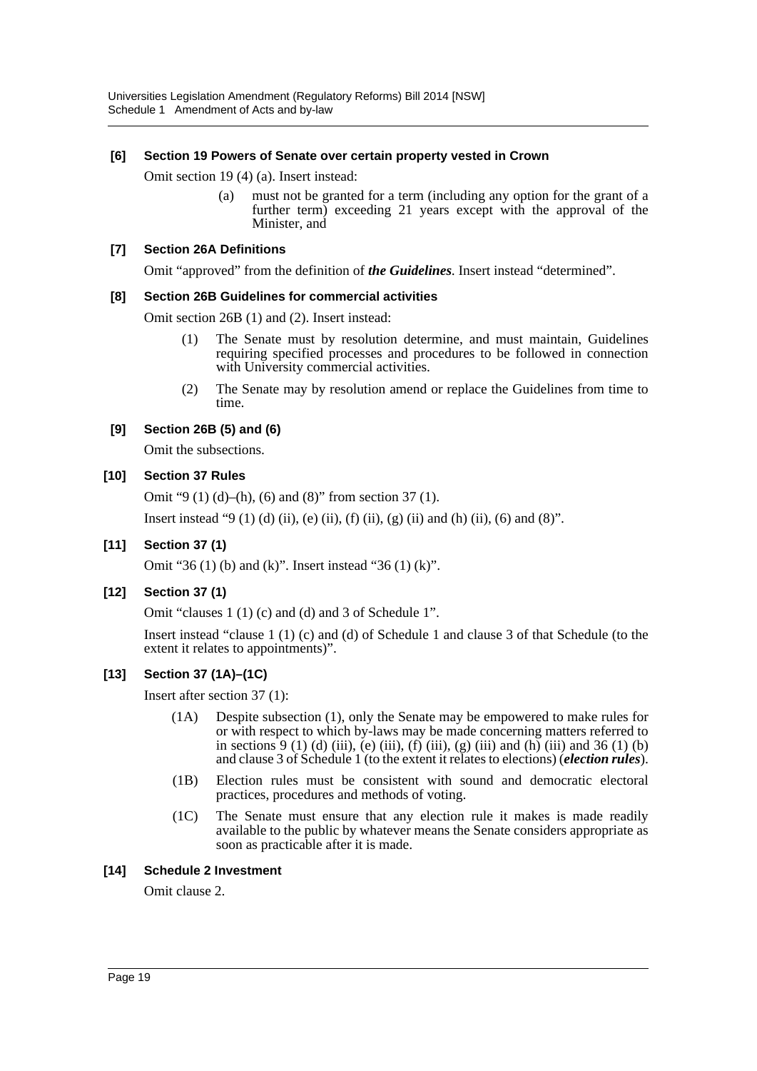**[6] Section 19 Powers of Senate over certain property vested in Crown**

Omit section 19 (4) (a). Insert instead:

> (a) must not be granted for a term (including any option for the grant of a further term) exceeding 21 years except with the approval of the Minister, and

**[7] Section 26A Definitions**

Omit "approved" from the definition of ***the Guidelines***. Insert instead "determined".

**[8] Section 26B Guidelines for commercial activities**

Omit section 26B (1) and (2). Insert instead:

> (1) The Senate must by resolution determine, and must maintain, Guidelines requiring specified processes and procedures to be followed in connection with University commercial activities.
>
> (2) The Senate may by resolution amend or replace the Guidelines from time to time.

**[9] Section 26B (5) and (6)**

Omit the subsections.

**[10] Section 37 Rules**

Omit "9 (1) (d)–(h), (6) and (8)" from section 37 (1).

Insert instead "9 (1) (d) (ii), (e) (ii), (f) (ii), (g) (ii) and (h) (ii), (6) and (8)".

**[11] Section 37 (1)**

Omit "36 (1) (b) and (k)". Insert instead "36 (1) (k)".

**[12] Section 37 (1)**

Omit "clauses 1 (1) (c) and (d) and 3 of Schedule 1".

Insert instead "clause 1 (1) (c) and (d) of Schedule 1 and clause 3 of that Schedule (to the extent it relates to appointments)".

**[13] Section 37 (1A)–(1C)**

Insert after section 37 (1):

> (1A) Despite subsection (1), only the Senate may be empowered to make rules for or with respect to which by-laws may be made concerning matters referred to in sections 9 (1) (d) (iii), (e) (iii), (f) (iii), (g) (iii) and (h) (iii) and 36 (1) (b) and clause 3 of Schedule 1 (to the extent it relates to elections) (***election rules***).
>
> (1B) Election rules must be consistent with sound and democratic electoral practices, procedures and methods of voting.
>
> (1C) The Senate must ensure that any election rule it makes is made readily available to the public by whatever means the Senate considers appropriate as soon as practicable after it is made.

**[14] Schedule 2 Investment**

Omit clause 2.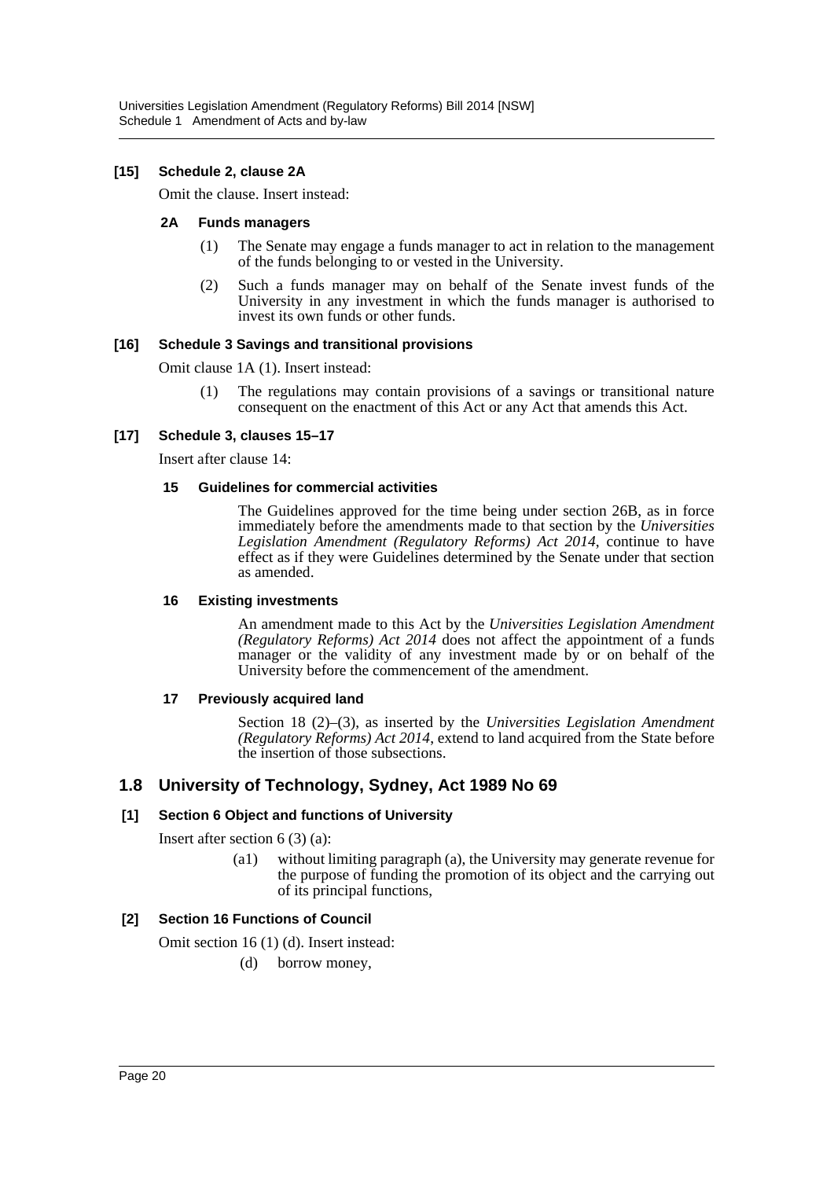**[15] Schedule 2, clause 2A**

Omit the clause. Insert instead:

**2A Funds managers**

(1) The Senate may engage a funds manager to act in relation to the management of the funds belonging to or vested in the University.

(2) Such a funds manager may on behalf of the Senate invest funds of the University in any investment in which the funds manager is authorised to invest its own funds or other funds.

**[16] Schedule 3 Savings and transitional provisions**

Omit clause 1A (1). Insert instead:

(1) The regulations may contain provisions of a savings or transitional nature consequent on the enactment of this Act or any Act that amends this Act.

**[17] Schedule 3, clauses 15–17**

Insert after clause 14:

**15 Guidelines for commercial activities**

The Guidelines approved for the time being under section 26B, as in force immediately before the amendments made to that section by the *Universities Legislation Amendment (Regulatory Reforms) Act 2014*, continue to have effect as if they were Guidelines determined by the Senate under that section as amended.

**16 Existing investments**

An amendment made to this Act by the *Universities Legislation Amendment (Regulatory Reforms) Act 2014* does not affect the appointment of a funds manager or the validity of any investment made by or on behalf of the University before the commencement of the amendment.

**17 Previously acquired land**

Section 18 (2)–(3), as inserted by the *Universities Legislation Amendment (Regulatory Reforms) Act 2014*, extend to land acquired from the State before the insertion of those subsections.

## 1.8 University of Technology, Sydney, Act 1989 No 69

**[1] Section 6 Object and functions of University**

Insert after section 6 (3) (a):

(a1) without limiting paragraph (a), the University may generate revenue for the purpose of funding the promotion of its object and the carrying out of its principal functions,

**[2] Section 16 Functions of Council**

Omit section 16 (1) (d). Insert instead:

(d) borrow money,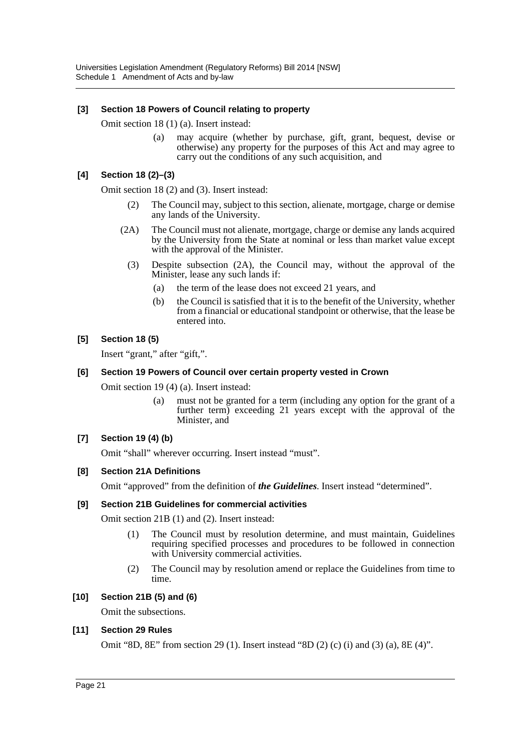**[3] Section 18 Powers of Council relating to property**

Omit section 18 (1) (a). Insert instead:

> (a) may acquire (whether by purchase, gift, grant, bequest, devise or otherwise) any property for the purposes of this Act and may agree to carry out the conditions of any such acquisition, and

**[4] Section 18 (2)–(3)**

Omit section 18 (2) and (3). Insert instead:

> (2) The Council may, subject to this section, alienate, mortgage, charge or demise any lands of the University.
>
> (2A) The Council must not alienate, mortgage, charge or demise any lands acquired by the University from the State at nominal or less than market value except with the approval of the Minister.
>
> (3) Despite subsection (2A), the Council may, without the approval of the Minister, lease any such lands if:
>
> (a) the term of the lease does not exceed 21 years, and
>
> (b) the Council is satisfied that it is to the benefit of the University, whether from a financial or educational standpoint or otherwise, that the lease be entered into.

**[5] Section 18 (5)**

Insert "grant," after "gift,".

**[6] Section 19 Powers of Council over certain property vested in Crown**

Omit section 19 (4) (a). Insert instead:

> (a) must not be granted for a term (including any option for the grant of a further term) exceeding 21 years except with the approval of the Minister, and

**[7] Section 19 (4) (b)**

Omit "shall" wherever occurring. Insert instead "must".

**[8] Section 21A Definitions**

Omit "approved" from the definition of ***the Guidelines***. Insert instead "determined".

**[9] Section 21B Guidelines for commercial activities**

Omit section 21B (1) and (2). Insert instead:

> (1) The Council must by resolution determine, and must maintain, Guidelines requiring specified processes and procedures to be followed in connection with University commercial activities.
>
> (2) The Council may by resolution amend or replace the Guidelines from time to time.

**[10] Section 21B (5) and (6)**

Omit the subsections.

**[11] Section 29 Rules**

Omit "8D, 8E" from section 29 (1). Insert instead "8D (2) (c) (i) and (3) (a), 8E (4)".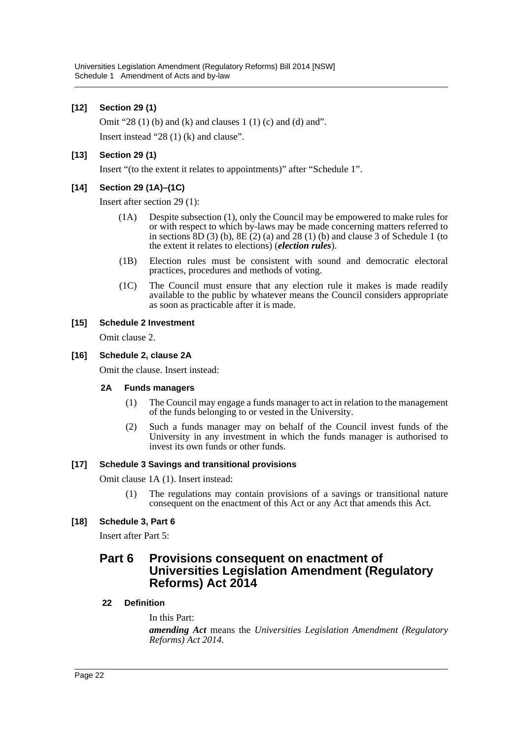**[12] Section 29 (1)**

Omit "28 (1) (b) and (k) and clauses 1 (1) (c) and (d) and".

Insert instead "28 (1) (k) and clause".

**[13] Section 29 (1)**

Insert "(to the extent it relates to appointments)" after "Schedule 1".

**[14] Section 29 (1A)–(1C)**

Insert after section 29 (1):

(1A) Despite subsection (1), only the Council may be empowered to make rules for or with respect to which by-laws may be made concerning matters referred to in sections 8D (3) (b), 8E (2) (a) and 28 (1) (b) and clause 3 of Schedule 1 (to the extent it relates to elections) (***election rules***).

(1B) Election rules must be consistent with sound and democratic electoral practices, procedures and methods of voting.

(1C) The Council must ensure that any election rule it makes is made readily available to the public by whatever means the Council considers appropriate as soon as practicable after it is made.

**[15] Schedule 2 Investment**

Omit clause 2.

**[16] Schedule 2, clause 2A**

Omit the clause. Insert instead:

**2A Funds managers**

(1) The Council may engage a funds manager to act in relation to the management of the funds belonging to or vested in the University.

(2) Such a funds manager may on behalf of the Council invest funds of the University in any investment in which the funds manager is authorised to invest its own funds or other funds.

**[17] Schedule 3 Savings and transitional provisions**

Omit clause 1A (1). Insert instead:

(1) The regulations may contain provisions of a savings or transitional nature consequent on the enactment of this Act or any Act that amends this Act.

**[18] Schedule 3, Part 6**

Insert after Part 5:

## Part 6 Provisions consequent on enactment of Universities Legislation Amendment (Regulatory Reforms) Act 2014

**22 Definition**

In this Part:

***amending Act*** means the *Universities Legislation Amendment (Regulatory Reforms) Act 2014*.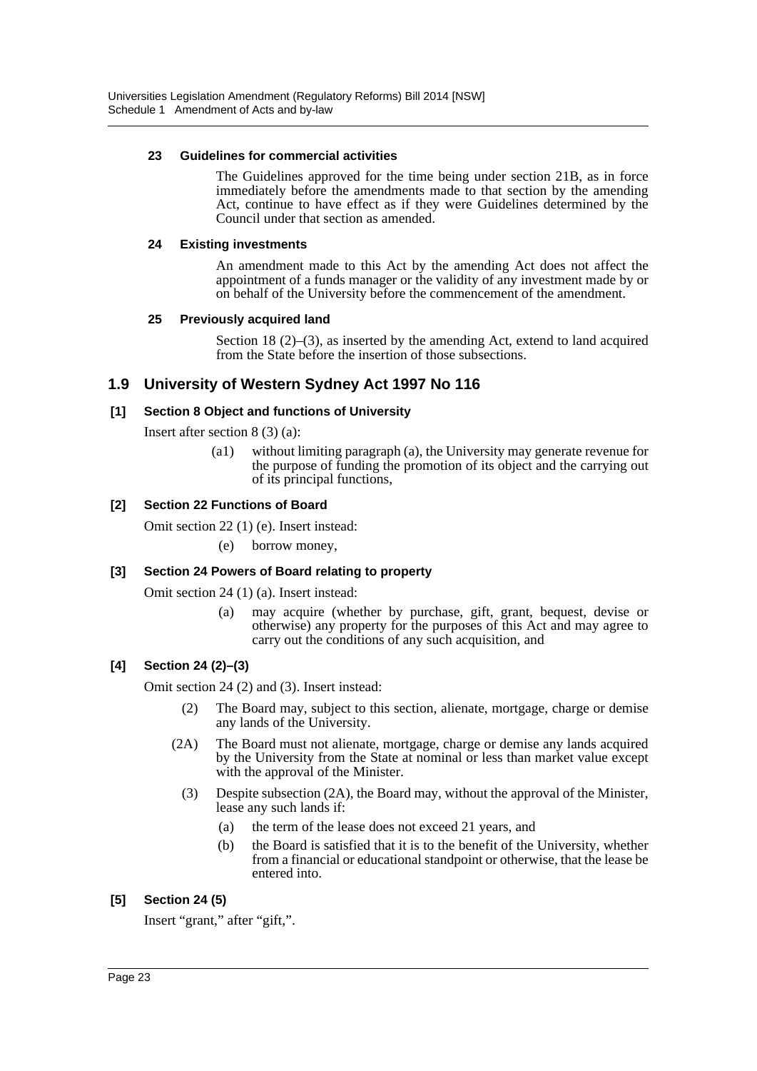#### 23 Guidelines for commercial activities

The Guidelines approved for the time being under section 21B, as in force immediately before the amendments made to that section by the amending Act, continue to have effect as if they were Guidelines determined by the Council under that section as amended.

#### 24 Existing investments

An amendment made to this Act by the amending Act does not affect the appointment of a funds manager or the validity of any investment made by or on behalf of the University before the commencement of the amendment.

#### 25 Previously acquired land

Section 18 (2)–(3), as inserted by the amending Act, extend to land acquired from the State before the insertion of those subsections.

## 1.9 University of Western Sydney Act 1997 No 116

### [1] Section 8 Object and functions of University

Insert after section 8 (3) (a):

> (a1) without limiting paragraph (a), the University may generate revenue for the purpose of funding the promotion of its object and the carrying out of its principal functions,

### [2] Section 22 Functions of Board

Omit section 22 (1) (e). Insert instead:

> (e) borrow money,

### [3] Section 24 Powers of Board relating to property

Omit section 24 (1) (a). Insert instead:

> (a) may acquire (whether by purchase, gift, grant, bequest, devise or otherwise) any property for the purposes of this Act and may agree to carry out the conditions of any such acquisition, and

### [4] Section 24 (2)–(3)

Omit section 24 (2) and (3). Insert instead:

> (2) The Board may, subject to this section, alienate, mortgage, charge or demise any lands of the University.
>
> (2A) The Board must not alienate, mortgage, charge or demise any lands acquired by the University from the State at nominal or less than market value except with the approval of the Minister.
>
> (3) Despite subsection (2A), the Board may, without the approval of the Minister, lease any such lands if:
>
> (a) the term of the lease does not exceed 21 years, and
>
> (b) the Board is satisfied that it is to the benefit of the University, whether from a financial or educational standpoint or otherwise, that the lease be entered into.

### [5] Section 24 (5)

Insert "grant," after "gift,".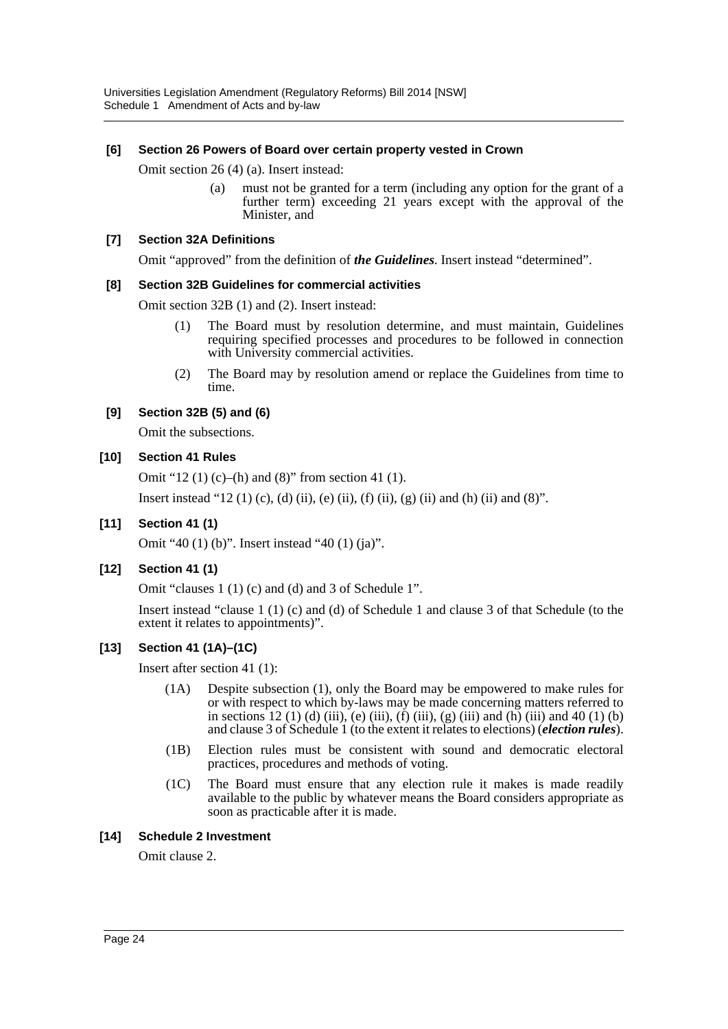**[6] Section 26 Powers of Board over certain property vested in Crown**

Omit section 26 (4) (a). Insert instead:

> (a) must not be granted for a term (including any option for the grant of a further term) exceeding 21 years except with the approval of the Minister, and

**[7] Section 32A Definitions**

Omit "approved" from the definition of ***the Guidelines***. Insert instead "determined".

**[8] Section 32B Guidelines for commercial activities**

Omit section 32B (1) and (2). Insert instead:

> (1) The Board must by resolution determine, and must maintain, Guidelines requiring specified processes and procedures to be followed in connection with University commercial activities.
>
> (2) The Board may by resolution amend or replace the Guidelines from time to time.

**[9] Section 32B (5) and (6)**

Omit the subsections.

**[10] Section 41 Rules**

Omit "12 (1) (c)–(h) and (8)" from section 41 (1).

Insert instead "12 (1) (c), (d) (ii), (e) (ii), (f) (ii), (g) (ii) and (h) (ii) and (8)".

**[11] Section 41 (1)**

Omit "40 (1) (b)". Insert instead "40 (1) (ja)".

**[12] Section 41 (1)**

Omit "clauses 1 (1) (c) and (d) and 3 of Schedule 1".

Insert instead "clause 1 (1) (c) and (d) of Schedule 1 and clause 3 of that Schedule (to the extent it relates to appointments)".

**[13] Section 41 (1A)–(1C)**

Insert after section 41 (1):

> (1A) Despite subsection (1), only the Board may be empowered to make rules for or with respect to which by-laws may be made concerning matters referred to in sections 12 (1) (d) (iii), (e) (iii), (f) (iii), (g) (iii) and (h) (iii) and 40 (1) (b) and clause 3 of Schedule 1 (to the extent it relates to elections) (***election rules***).
>
> (1B) Election rules must be consistent with sound and democratic electoral practices, procedures and methods of voting.
>
> (1C) The Board must ensure that any election rule it makes is made readily available to the public by whatever means the Board considers appropriate as soon as practicable after it is made.

**[14] Schedule 2 Investment**

Omit clause 2.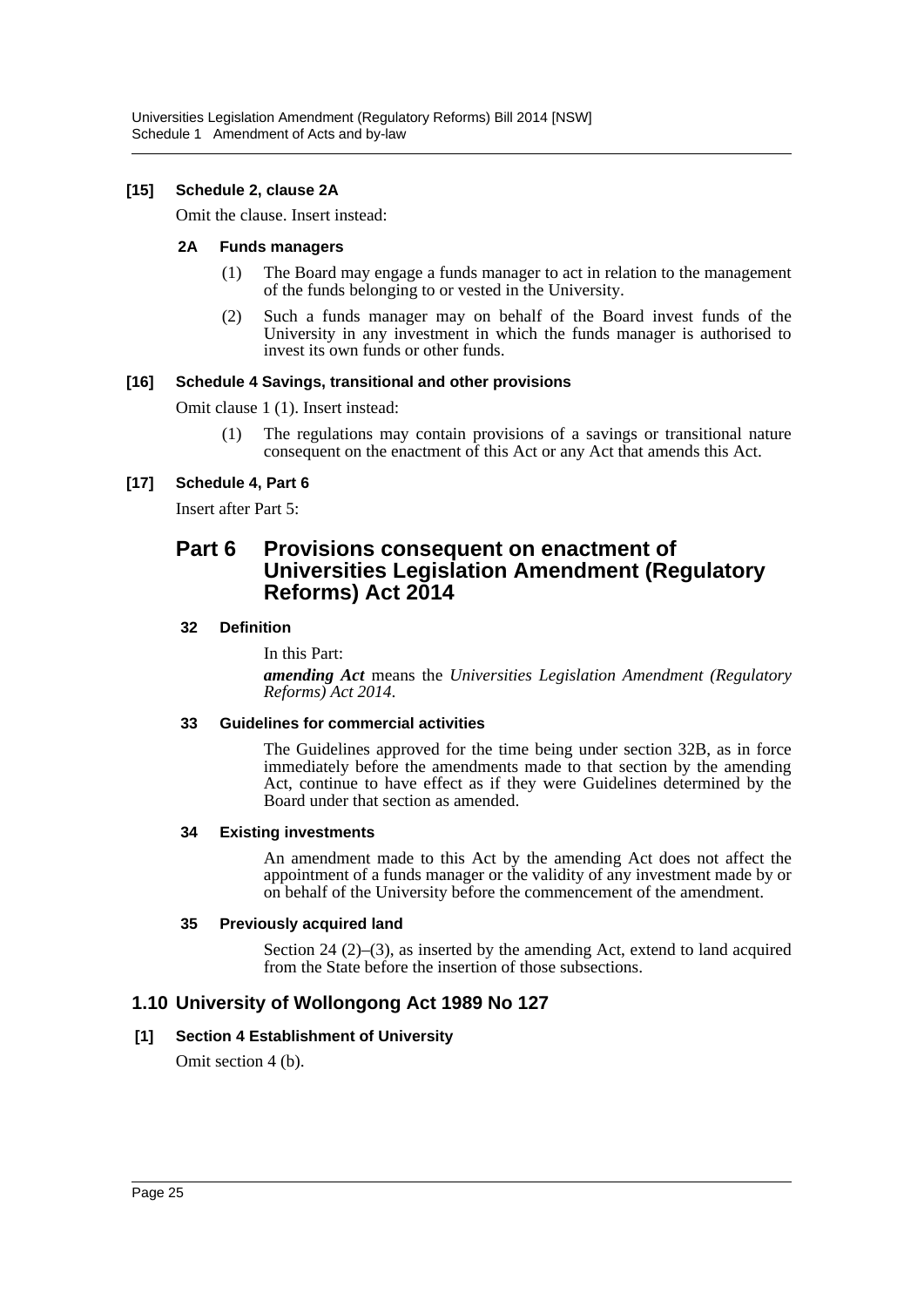**[15] Schedule 2, clause 2A**

Omit the clause. Insert instead:

**2A Funds managers**

(1) The Board may engage a funds manager to act in relation to the management of the funds belonging to or vested in the University.

(2) Such a funds manager may on behalf of the Board invest funds of the University in any investment in which the funds manager is authorised to invest its own funds or other funds.

**[16] Schedule 4 Savings, transitional and other provisions**

Omit clause 1 (1). Insert instead:

(1) The regulations may contain provisions of a savings or transitional nature consequent on the enactment of this Act or any Act that amends this Act.

**[17] Schedule 4, Part 6**

Insert after Part 5:

## Part 6 Provisions consequent on enactment of Universities Legislation Amendment (Regulatory Reforms) Act 2014

**32 Definition**

In this Part:

***amending Act*** means the *Universities Legislation Amendment (Regulatory Reforms) Act 2014*.

**33 Guidelines for commercial activities**

The Guidelines approved for the time being under section 32B, as in force immediately before the amendments made to that section by the amending Act, continue to have effect as if they were Guidelines determined by the Board under that section as amended.

**34 Existing investments**

An amendment made to this Act by the amending Act does not affect the appointment of a funds manager or the validity of any investment made by or on behalf of the University before the commencement of the amendment.

**35 Previously acquired land**

Section 24 (2)–(3), as inserted by the amending Act, extend to land acquired from the State before the insertion of those subsections.

## 1.10 University of Wollongong Act 1989 No 127

**[1] Section 4 Establishment of University**

Omit section 4 (b).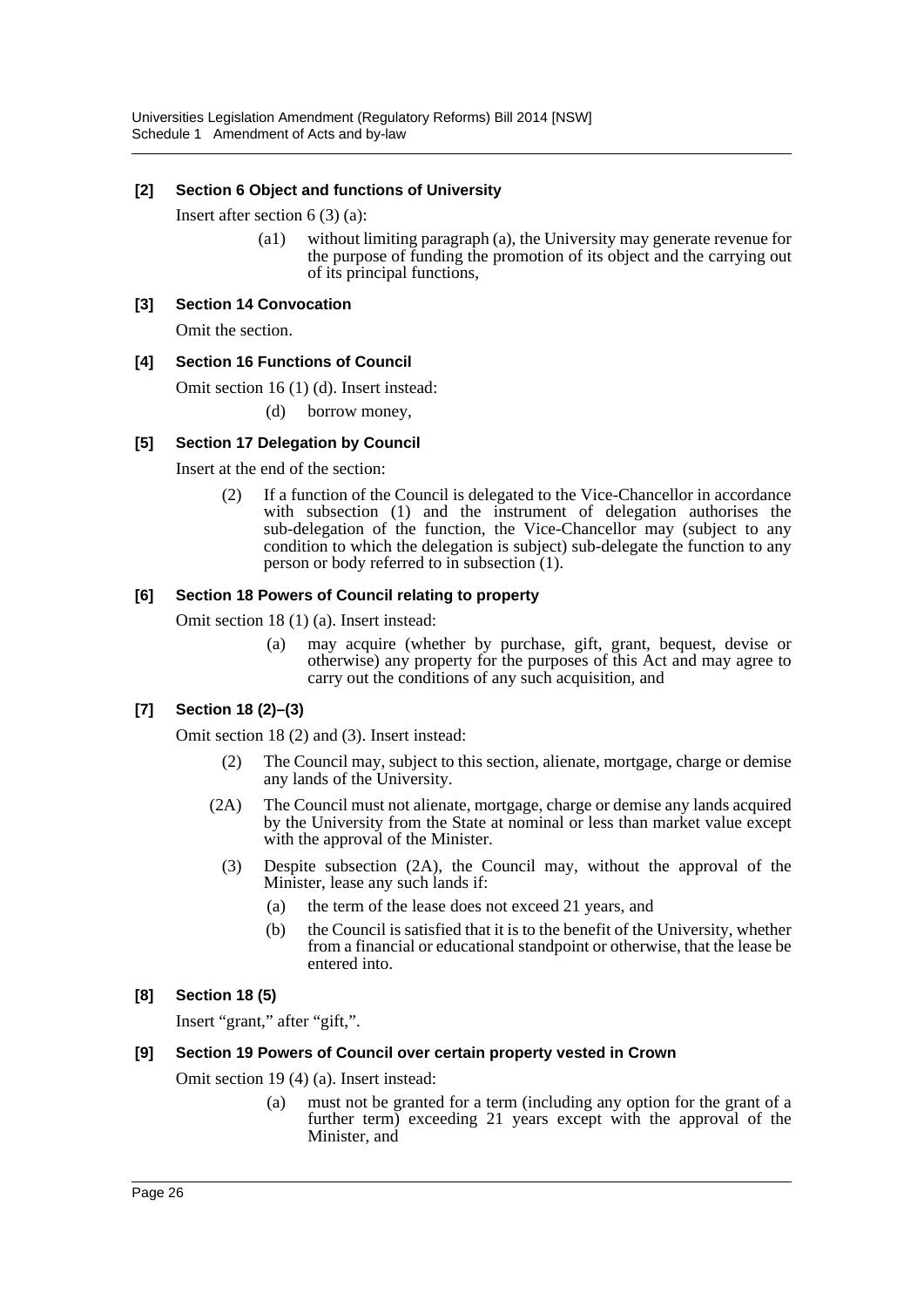**[2] Section 6 Object and functions of University**

Insert after section 6 (3) (a):

> (a1) without limiting paragraph (a), the University may generate revenue for the purpose of funding the promotion of its object and the carrying out of its principal functions,

**[3] Section 14 Convocation**

Omit the section.

**[4] Section 16 Functions of Council**

Omit section 16 (1) (d). Insert instead:

> (d) borrow money,

**[5] Section 17 Delegation by Council**

Insert at the end of the section:

> (2) If a function of the Council is delegated to the Vice-Chancellor in accordance with subsection (1) and the instrument of delegation authorises the sub-delegation of the function, the Vice-Chancellor may (subject to any condition to which the delegation is subject) sub-delegate the function to any person or body referred to in subsection (1).

**[6] Section 18 Powers of Council relating to property**

Omit section 18 (1) (a). Insert instead:

> (a) may acquire (whether by purchase, gift, grant, bequest, devise or otherwise) any property for the purposes of this Act and may agree to carry out the conditions of any such acquisition, and

**[7] Section 18 (2)–(3)**

Omit section 18 (2) and (3). Insert instead:

> (2) The Council may, subject to this section, alienate, mortgage, charge or demise any lands of the University.
>
> (2A) The Council must not alienate, mortgage, charge or demise any lands acquired by the University from the State at nominal or less than market value except with the approval of the Minister.
>
> (3) Despite subsection (2A), the Council may, without the approval of the Minister, lease any such lands if:
>
> (a) the term of the lease does not exceed 21 years, and
>
> (b) the Council is satisfied that it is to the benefit of the University, whether from a financial or educational standpoint or otherwise, that the lease be entered into.

**[8] Section 18 (5)**

Insert "grant," after "gift,".

**[9] Section 19 Powers of Council over certain property vested in Crown**

Omit section 19 (4) (a). Insert instead:

> (a) must not be granted for a term (including any option for the grant of a further term) exceeding 21 years except with the approval of the Minister, and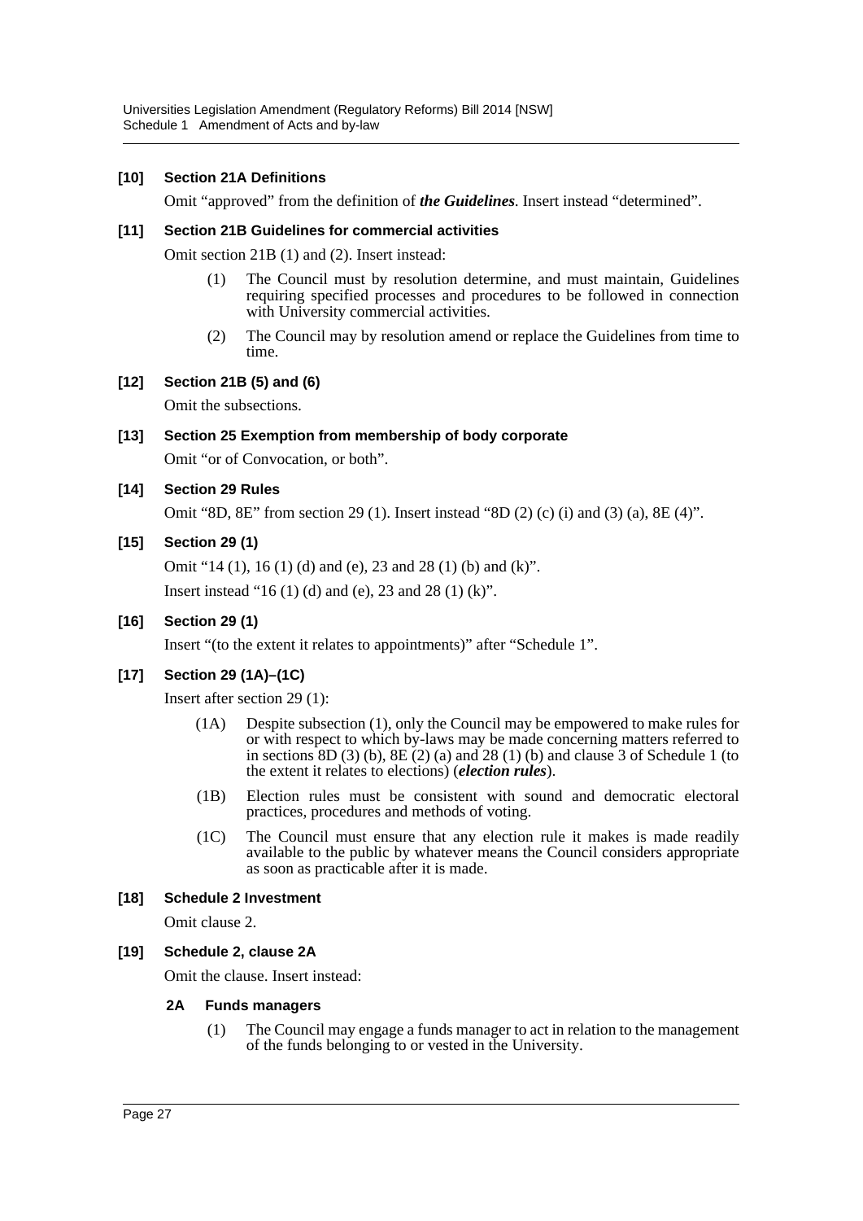**[10] Section 21A Definitions**

Omit "approved" from the definition of ***the Guidelines***. Insert instead "determined".

**[11] Section 21B Guidelines for commercial activities**

Omit section 21B (1) and (2). Insert instead:

(1) The Council must by resolution determine, and must maintain, Guidelines requiring specified processes and procedures to be followed in connection with University commercial activities.

(2) The Council may by resolution amend or replace the Guidelines from time to time.

**[12] Section 21B (5) and (6)**

Omit the subsections.

**[13] Section 25 Exemption from membership of body corporate**

Omit "or of Convocation, or both".

**[14] Section 29 Rules**

Omit "8D, 8E" from section 29 (1). Insert instead "8D (2) (c) (i) and (3) (a), 8E (4)".

**[15] Section 29 (1)**

Omit "14 (1), 16 (1) (d) and (e), 23 and 28 (1) (b) and (k)".

Insert instead "16 (1) (d) and (e), 23 and 28 (1) (k)".

**[16] Section 29 (1)**

Insert "(to the extent it relates to appointments)" after "Schedule 1".

**[17] Section 29 (1A)–(1C)**

Insert after section 29 (1):

(1A) Despite subsection (1), only the Council may be empowered to make rules for or with respect to which by-laws may be made concerning matters referred to in sections 8D (3) (b), 8E (2) (a) and 28 (1) (b) and clause 3 of Schedule 1 (to the extent it relates to elections) (***election rules***).

(1B) Election rules must be consistent with sound and democratic electoral practices, procedures and methods of voting.

(1C) The Council must ensure that any election rule it makes is made readily available to the public by whatever means the Council considers appropriate as soon as practicable after it is made.

**[18] Schedule 2 Investment**

Omit clause 2.

**[19] Schedule 2, clause 2A**

Omit the clause. Insert instead:

**2A Funds managers**

(1) The Council may engage a funds manager to act in relation to the management of the funds belonging to or vested in the University.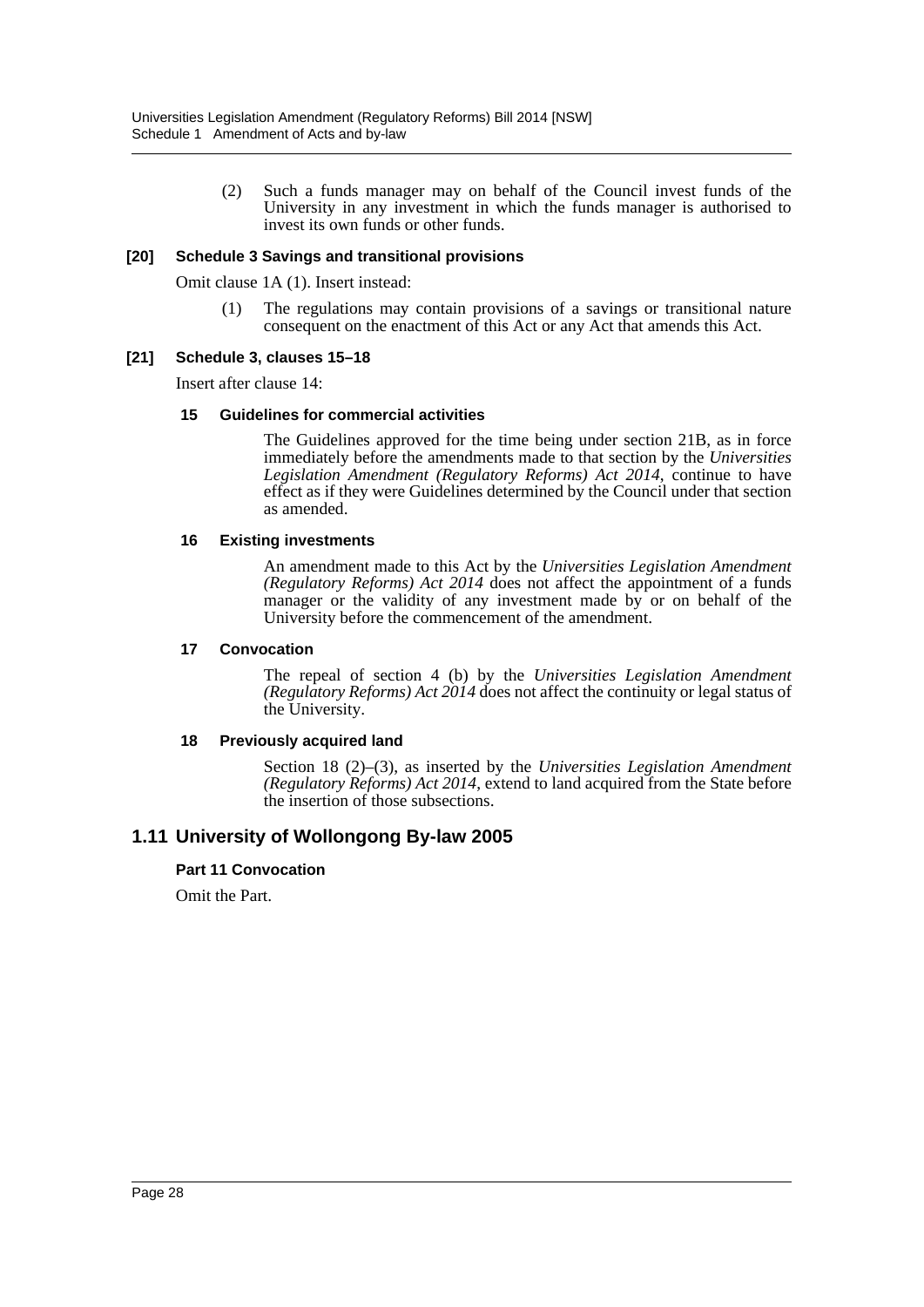(2) Such a funds manager may on behalf of the Council invest funds of the University in any investment in which the funds manager is authorised to invest its own funds or other funds.

**[20] Schedule 3 Savings and transitional provisions**

Omit clause 1A (1). Insert instead:

(1) The regulations may contain provisions of a savings or transitional nature consequent on the enactment of this Act or any Act that amends this Act.

**[21] Schedule 3, clauses 15–18**

Insert after clause 14:

**15 Guidelines for commercial activities**

The Guidelines approved for the time being under section 21B, as in force immediately before the amendments made to that section by the *Universities Legislation Amendment (Regulatory Reforms) Act 2014*, continue to have effect as if they were Guidelines determined by the Council under that section as amended.

**16 Existing investments**

An amendment made to this Act by the *Universities Legislation Amendment (Regulatory Reforms) Act 2014* does not affect the appointment of a funds manager or the validity of any investment made by or on behalf of the University before the commencement of the amendment.

**17 Convocation**

The repeal of section 4 (b) by the *Universities Legislation Amendment (Regulatory Reforms) Act 2014* does not affect the continuity or legal status of the University.

**18 Previously acquired land**

Section 18 (2)–(3), as inserted by the *Universities Legislation Amendment (Regulatory Reforms) Act 2014*, extend to land acquired from the State before the insertion of those subsections.

## 1.11 University of Wollongong By-law 2005

**Part 11 Convocation**

Omit the Part.